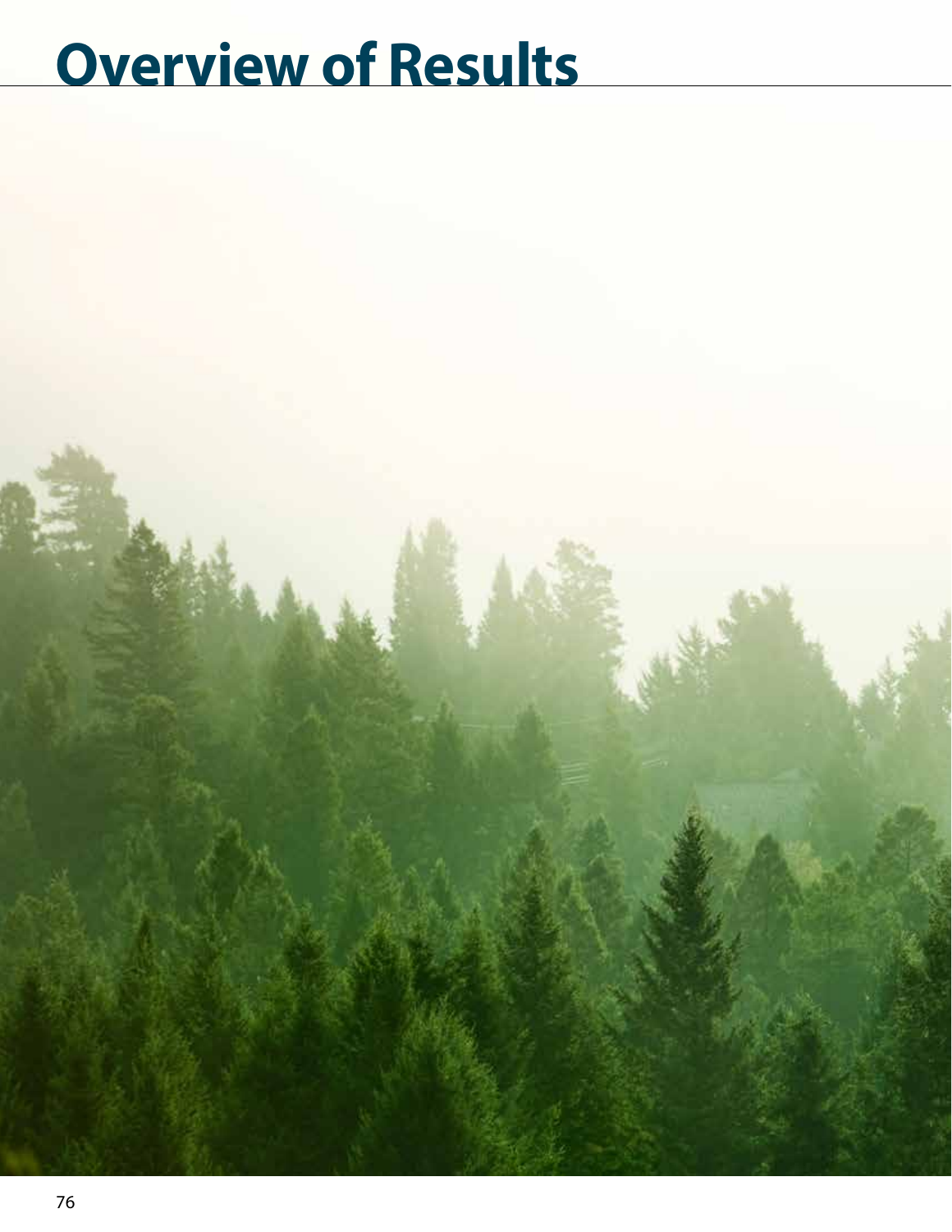# Overview of Results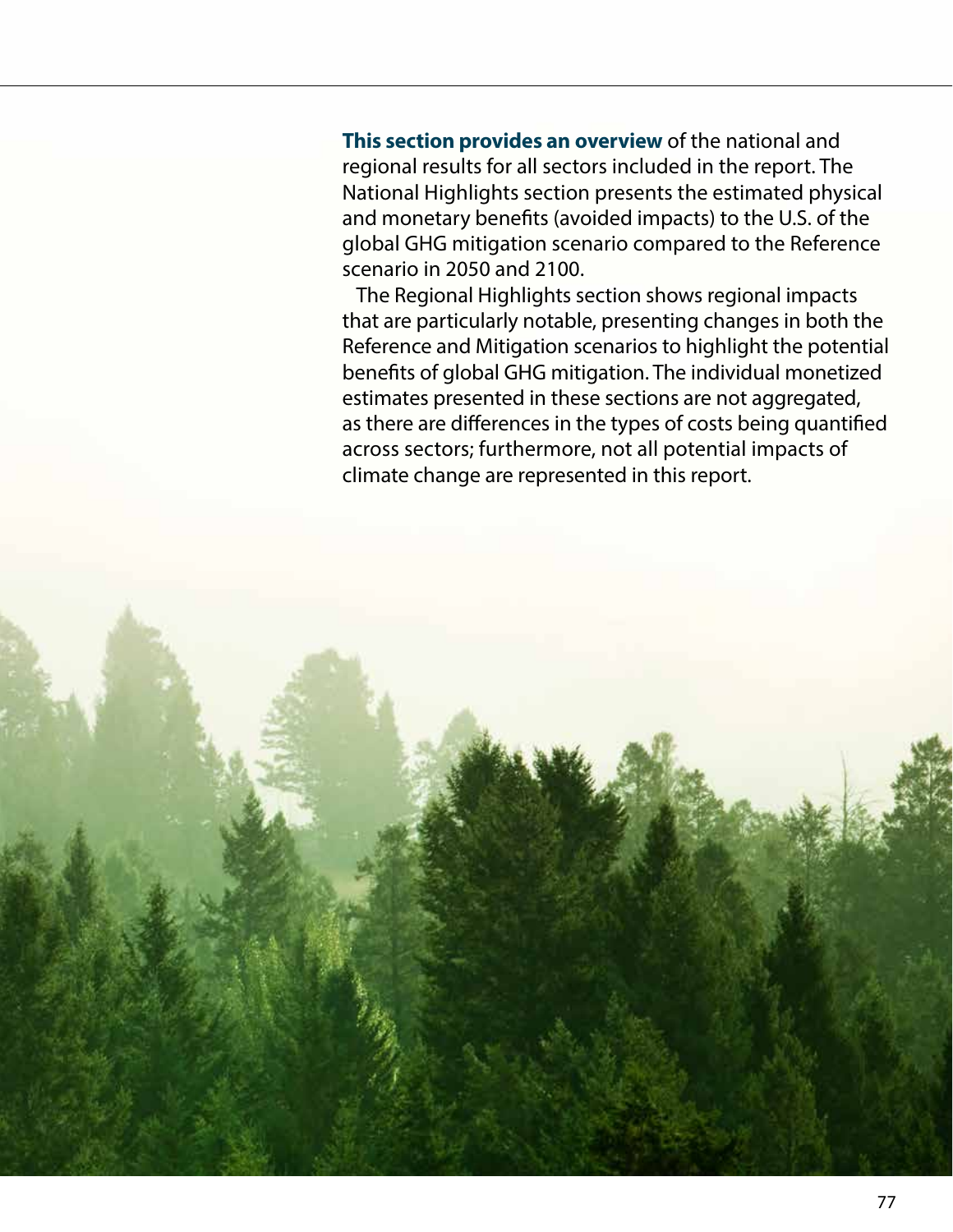**This section provides an overview** of the national and regional results for all sectors included in the report. The National Highlights section presents the estimated physical and monetary benefits (avoided impacts) to the U.S. of the global GHG mitigation scenario compared to the Reference scenario in 2050 and 2100.

The Regional Highlights section shows regional impacts that are particularly notable, presenting changes in both the Reference and Mitigation scenarios to highlight the potential benefits of global GHG mitigation. The individual monetized estimates presented in these sections are not aggregated, as there are differences in the types of costs being quantified across sectors; furthermore, not all potential impacts of climate change are represented in this report.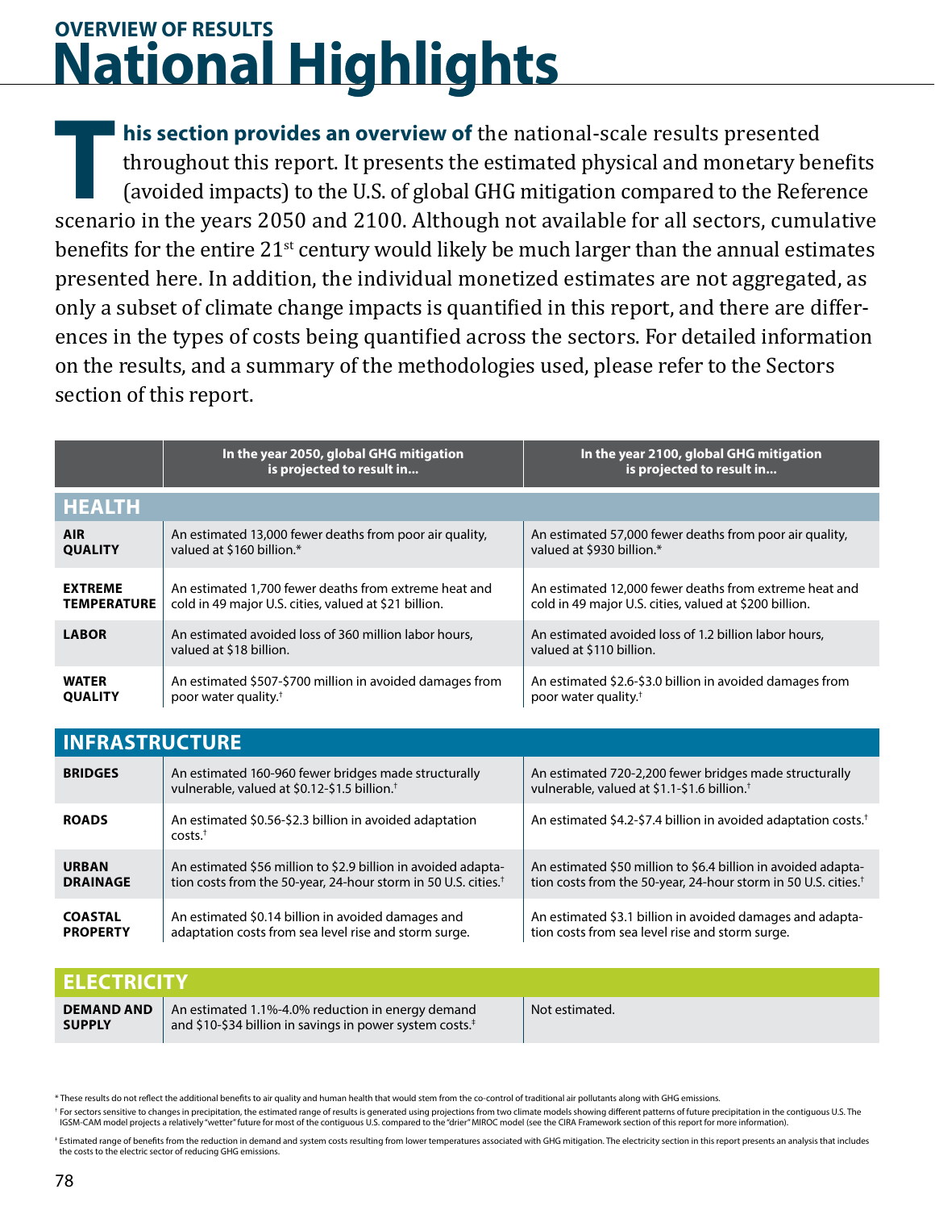OVERVIEW OF RESULTS

# National Highlights

**This section provides an overview of** the national-scale results presented throughout this report. It presents the estimated physical and monetary benefits (avoided impacts) to the U.S. of global GHG mitigation compared to the Reference scenario in the years 2050 and 2100. Although not available for all sectors, cumulative benefits for the entire 21st century would likely be much larger than the annual estimates presented here. In addition, the individual monetized estimates are not aggregated, as only a subset of climate change impacts is quantified in this report, and there are differences in the types of costs being quantified across the sectors. For detailed information on the results, and a summary of the methodologies used, please refer to the Sectors section of this report.

| | In the year 2050, global GHG mitigation is projected to result in... | In the year 2100, global GHG mitigation is projected to result in... |
|---|---|---|
| **HEALTH** | | |
| **AIR QUALITY** | An estimated 13,000 fewer deaths from poor air quality, valued at $160 billion.* | An estimated 57,000 fewer deaths from poor air quality, valued at $930 billion.* |
| **EXTREME TEMPERATURE** | An estimated 1,700 fewer deaths from extreme heat and cold in 49 major U.S. cities, valued at $21 billion. | An estimated 12,000 fewer deaths from extreme heat and cold in 49 major U.S. cities, valued at $200 billion. |
| **LABOR** | An estimated avoided loss of 360 million labor hours, valued at $18 billion. | An estimated avoided loss of 1.2 billion labor hours, valued at $110 billion. |
| **WATER QUALITY** | An estimated $507-$700 million in avoided damages from poor water quality.† | An estimated $2.6-$3.0 billion in avoided damages from poor water quality.† |
| **INFRASTRUCTURE** | | |
| **BRIDGES** | An estimated 160-960 fewer bridges made structurally vulnerable, valued at $0.12-$1.5 billion.† | An estimated 720-2,200 fewer bridges made structurally vulnerable, valued at $1.1-$1.6 billion.† |
| **ROADS** | An estimated $0.56-$2.3 billion in avoided adaptation costs.† | An estimated $4.2-$7.4 billion in avoided adaptation costs.† |
| **URBAN DRAINAGE** | An estimated $56 million to $2.9 billion in avoided adaptation costs from the 50-year, 24-hour storm in 50 U.S. cities.† | An estimated $50 million to $6.4 billion in avoided adaptation costs from the 50-year, 24-hour storm in 50 U.S. cities.† |
| **COASTAL PROPERTY** | An estimated $0.14 billion in avoided damages and adaptation costs from sea level rise and storm surge. | An estimated $3.1 billion in avoided damages and adaptation costs from sea level rise and storm surge. |
| **ELECTRICITY** | | |
| **DEMAND AND SUPPLY** | An estimated 1.1%-4.0% reduction in energy demand and $10-$34 billion in savings in power system costs.‡ | Not estimated. |

* These results do not reflect the additional benefits to air quality and human health that would stem from the co-control of traditional air pollutants along with GHG emissions.

† For sectors sensitive to changes in precipitation, the estimated range of results is generated using projections from two climate models showing different patterns of future precipitation in the contiguous U.S. The IGSM-CAM model projects a relatively "wetter" future for most of the contiguous U.S. compared to the "drier" MIROC model (see the CIRA Framework section of this report for more information).

‡ Estimated range of benefits from the reduction in demand and system costs resulting from lower temperatures associated with GHG mitigation. The electricity section in this report presents an analysis that includes the costs to the electric sector of reducing GHG emissions.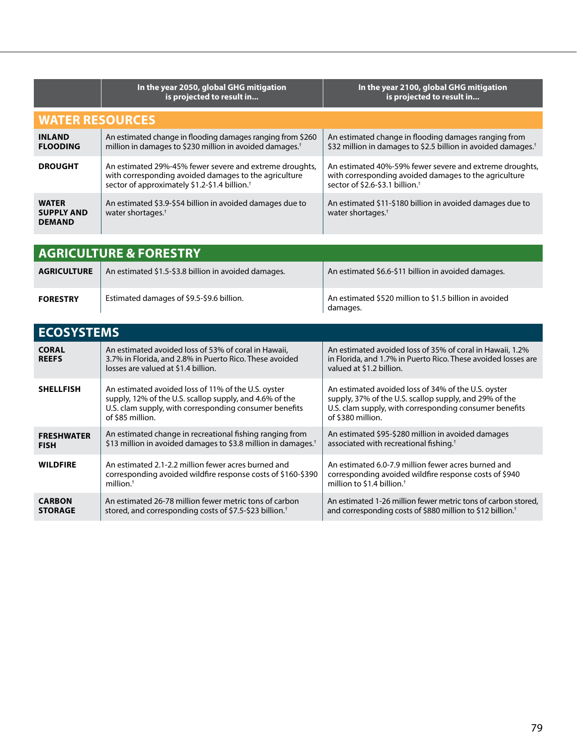| | In the year 2050, global GHG mitigation is projected to result in... | In the year 2100, global GHG mitigation is projected to result in... |
|---|---|---|
| **WATER RESOURCES** | | |
| **INLAND FLOODING** | An estimated change in flooding damages ranging from $260 million in damages to $230 million in avoided damages.† | An estimated change in flooding damages ranging from $32 million in damages to $2.5 billion in avoided damages.† |
| **DROUGHT** | An estimated 29%-45% fewer severe and extreme droughts, with corresponding avoided damages to the agriculture sector of approximately $1.2-$1.4 billion.† | An estimated 40%-59% fewer severe and extreme droughts, with corresponding avoided damages to the agriculture sector of $2.6-$3.1 billion.† |
| **WATER SUPPLY AND DEMAND** | An estimated $3.9-$54 billion in avoided damages due to water shortages.† | An estimated $11-$180 billion in avoided damages due to water shortages.† |
| **AGRICULTURE & FORESTRY** | | |
| **AGRICULTURE** | An estimated $1.5-$3.8 billion in avoided damages. | An estimated $6.6-$11 billion in avoided damages. |
| **FORESTRY** | Estimated damages of $9.5-$9.6 billion. | An estimated $520 million to $1.5 billion in avoided damages. |
| **ECOSYSTEMS** | | |
| **CORAL REEFS** | An estimated avoided loss of 53% of coral in Hawaii, 3.7% in Florida, and 2.8% in Puerto Rico. These avoided losses are valued at $1.4 billion. | An estimated avoided loss of 35% of coral in Hawaii, 1.2% in Florida, and 1.7% in Puerto Rico. These avoided losses are valued at $1.2 billion. |
| **SHELLFISH** | An estimated avoided loss of 11% of the U.S. oyster supply, 12% of the U.S. scallop supply, and 4.6% of the U.S. clam supply, with corresponding consumer benefits of $85 million. | An estimated avoided loss of 34% of the U.S. oyster supply, 37% of the U.S. scallop supply, and 29% of the U.S. clam supply, with corresponding consumer benefits of $380 million. |
| **FRESHWATER FISH** | An estimated change in recreational fishing ranging from $13 million in avoided damages to $3.8 million in damages.† | An estimated $95-$280 million in avoided damages associated with recreational fishing.† |
| **WILDFIRE** | An estimated 2.1-2.2 million fewer acres burned and corresponding avoided wildfire response costs of $160-$390 million.† | An estimated 6.0-7.9 million fewer acres burned and corresponding avoided wildfire response costs of $940 million to $1.4 billion.† |
| **CARBON STORAGE** | An estimated 26-78 million fewer metric tons of carbon stored, and corresponding costs of $7.5-$23 billion.† | An estimated 1-26 million fewer metric tons of carbon stored, and corresponding costs of $880 million to $12 billion.† |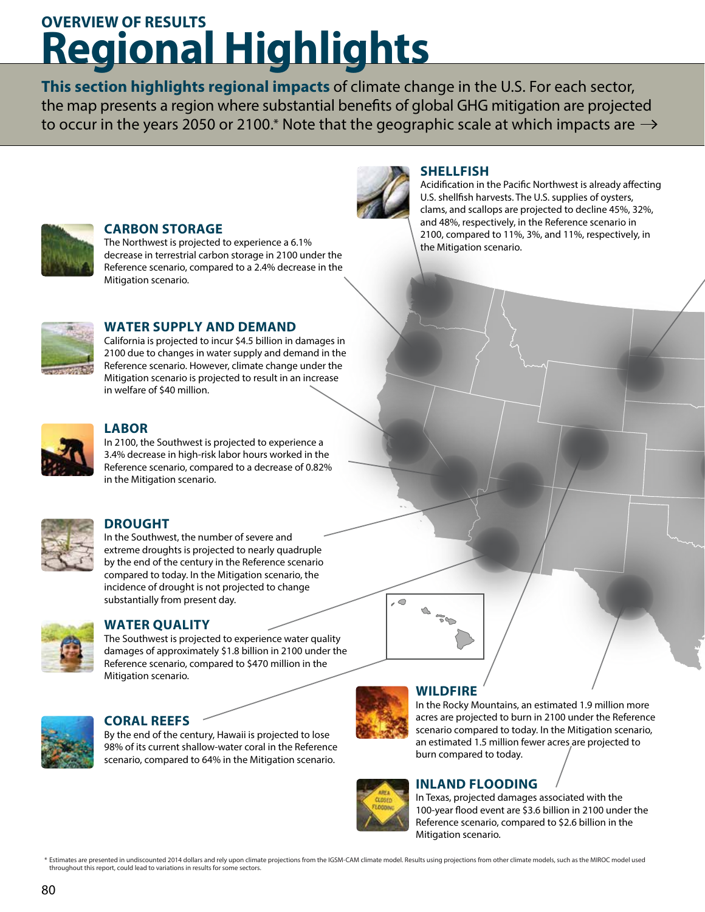OVERVIEW OF RESULTS

# Regional Highlights

**This section highlights regional impacts** of climate change in the U.S. For each sector, the map presents a region where substantial benefits of global GHG mitigation are projected to occur in the years 2050 or 2100.* Note that the geographic scale at which impacts are →

### SHELLFISH

Acidification in the Pacific Northwest is already affecting U.S. shellfish harvests. The U.S. supplies of oysters, clams, and scallops are projected to decline 45%, 32%, and 48%, respectively, in the Reference scenario in 2100, compared to 11%, 3%, and 11%, respectively, in the Mitigation scenario.

### CARBON STORAGE

The Northwest is projected to experience a 6.1% decrease in terrestrial carbon storage in 2100 under the Reference scenario, compared to a 2.4% decrease in the Mitigation scenario.

### WATER SUPPLY AND DEMAND

California is projected to incur $4.5 billion in damages in 2100 due to changes in water supply and demand in the Reference scenario. However, climate change under the Mitigation scenario is projected to result in an increase in welfare of $40 million.

### LABOR

In 2100, the Southwest is projected to experience a 3.4% decrease in high-risk labor hours worked in the Reference scenario, compared to a decrease of 0.82% in the Mitigation scenario.

### DROUGHT

In the Southwest, the number of severe and extreme droughts is projected to nearly quadruple by the end of the century in the Reference scenario compared to today. In the Mitigation scenario, the incidence of drought is not projected to change substantially from present day.

### WATER QUALITY

The Southwest is projected to experience water quality damages of approximately $1.8 billion in 2100 under the Reference scenario, compared to $470 million in the Mitigation scenario.

### CORAL REEFS

By the end of the century, Hawaii is projected to lose 98% of its current shallow-water coral in the Reference scenario, compared to 64% in the Mitigation scenario.

### WILDFIRE

In the Rocky Mountains, an estimated 1.9 million more acres are projected to burn in 2100 under the Reference scenario compared to today. In the Mitigation scenario, an estimated 1.5 million fewer acres are projected to burn compared to today.

### INLAND FLOODING

In Texas, projected damages associated with the 100-year flood event are $3.6 billion in 2100 under the Reference scenario, compared to $2.6 billion in the Mitigation scenario.

* Estimates are presented in undiscounted 2014 dollars and rely upon climate projections from the IGSM-CAM climate model. Results using projections from other climate models, such as the MIROC model used throughout this report, could lead to variations in results for some sectors.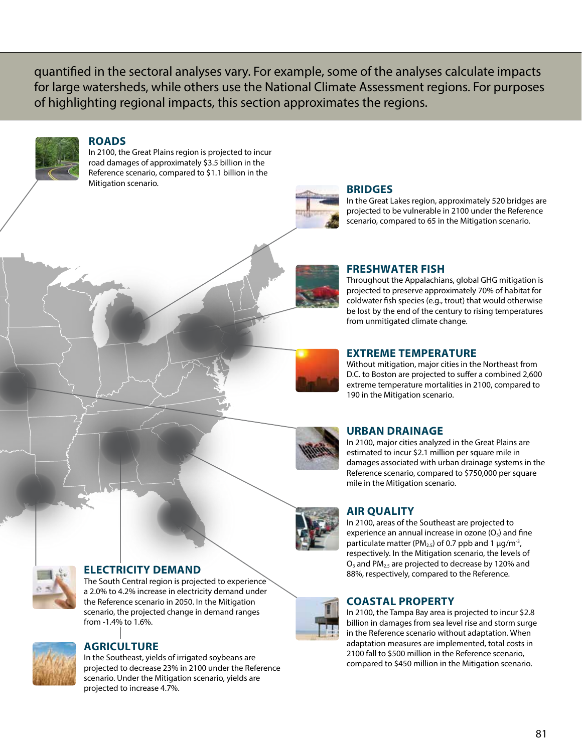quantified in the sectoral analyses vary. For example, some of the analyses calculate impacts for large watersheds, while others use the National Climate Assessment regions. For purposes of highlighting regional impacts, this section approximates the regions.

## ROADS

In 2100, the Great Plains region is projected to incur road damages of approximately $3.5 billion in the Reference scenario, compared to $1.1 billion in the Mitigation scenario.

## BRIDGES

In the Great Lakes region, approximately 520 bridges are projected to be vulnerable in 2100 under the Reference scenario, compared to 65 in the Mitigation scenario.

## FRESHWATER FISH

Throughout the Appalachians, global GHG mitigation is projected to preserve approximately 70% of habitat for coldwater fish species (e.g., trout) that would otherwise be lost by the end of the century to rising temperatures from unmitigated climate change.

## EXTREME TEMPERATURE

Without mitigation, major cities in the Northeast from D.C. to Boston are projected to suffer a combined 2,600 extreme temperature mortalities in 2100, compared to 190 in the Mitigation scenario.

## URBAN DRAINAGE

In 2100, major cities analyzed in the Great Plains are estimated to incur $2.1 million per square mile in damages associated with urban drainage systems in the Reference scenario, compared to $750,000 per square mile in the Mitigation scenario.

## AIR QUALITY

In 2100, areas of the Southeast are projected to experience an annual increase in ozone ($O_3$) and fine particulate matter ($PM_{2.5}$) of 0.7 ppb and 1 μg/m$^{-3}$, respectively. In the Mitigation scenario, the levels of $O_3$ and $PM_{2.5}$ are projected to decrease by 120% and 88%, respectively, compared to the Reference.

## ELECTRICITY DEMAND

The South Central region is projected to experience a 2.0% to 4.2% increase in electricity demand under the Reference scenario in 2050. In the Mitigation scenario, the projected change in demand ranges from -1.4% to 1.6%.

## AGRICULTURE

In the Southeast, yields of irrigated soybeans are projected to decrease 23% in 2100 under the Reference scenario. Under the Mitigation scenario, yields are projected to increase 4.7%.

## COASTAL PROPERTY

In 2100, the Tampa Bay area is projected to incur $2.8 billion in damages from sea level rise and storm surge in the Reference scenario without adaptation. When adaptation measures are implemented, total costs in 2100 fall to $500 million in the Reference scenario, compared to $450 million in the Mitigation scenario.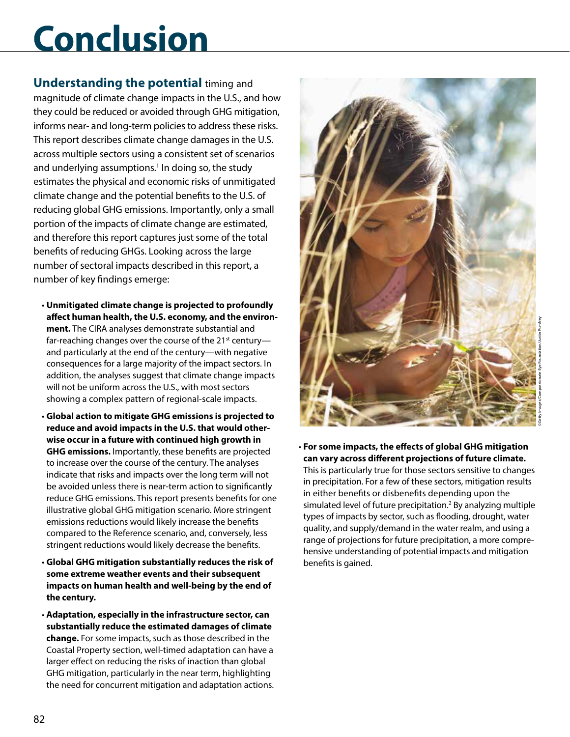# Conclusion

**Understanding the potential** timing and magnitude of climate change impacts in the U.S., and how they could be reduced or avoided through GHG mitigation, informs near- and long-term policies to address these risks. This report describes climate change damages in the U.S. across multiple sectors using a consistent set of scenarios and underlying assumptions.[1] In doing so, the study estimates the physical and economic risks of unmitigated climate change and the potential benefits to the U.S. of reducing global GHG emissions. Importantly, only a small portion of the impacts of climate change are estimated, and therefore this report captures just some of the total benefits of reducing GHGs. Looking across the large number of sectoral impacts described in this report, a number of key findings emerge:

- **Unmitigated climate change is projected to profoundly affect human health, the U.S. economy, and the environment.** The CIRA analyses demonstrate substantial and far-reaching changes over the course of the 21st century—and particularly at the end of the century—with negative consequences for a large majority of the impact sectors. In addition, the analyses suggest that climate change impacts will not be uniform across the U.S., with most sectors showing a complex pattern of regional-scale impacts.
- **Global action to mitigate GHG emissions is projected to reduce and avoid impacts in the U.S. that would otherwise occur in a future with continued high growth in GHG emissions.** Importantly, these benefits are projected to increase over the course of the century. The analyses indicate that risks and impacts over the long term will not be avoided unless there is near-term action to significantly reduce GHG emissions. This report presents benefits for one illustrative global GHG mitigation scenario. More stringent emissions reductions would likely increase the benefits compared to the Reference scenario, and, conversely, less stringent reductions would likely decrease the benefits.
- **Global GHG mitigation substantially reduces the risk of some extreme weather events and their subsequent impacts on human health and well-being by the end of the century.**
- **Adaptation, especially in the infrastructure sector, can substantially reduce the estimated damages of climate change.** For some impacts, such as those described in the Coastal Property section, well-timed adaptation can have a larger effect on reducing the risks of inaction than global GHG mitigation, particularly in the near term, highlighting the need for concurrent mitigation and adaptation actions.
- **For some impacts, the effects of global GHG mitigation can vary across different projections of future climate.** This is particularly true for those sectors sensitive to changes in precipitation. For a few of these sectors, mitigation results in either benefits or disbenefits depending upon the simulated level of future precipitation.[2] By analyzing multiple types of impacts by sector, such as flooding, drought, water quality, and supply/demand in the water realm, and using a range of projections for future precipitation, a more comprehensive understanding of potential impacts and mitigation benefits is gained.

©Getty Images/Compassionate Eye Foundation/Justin Pumfrey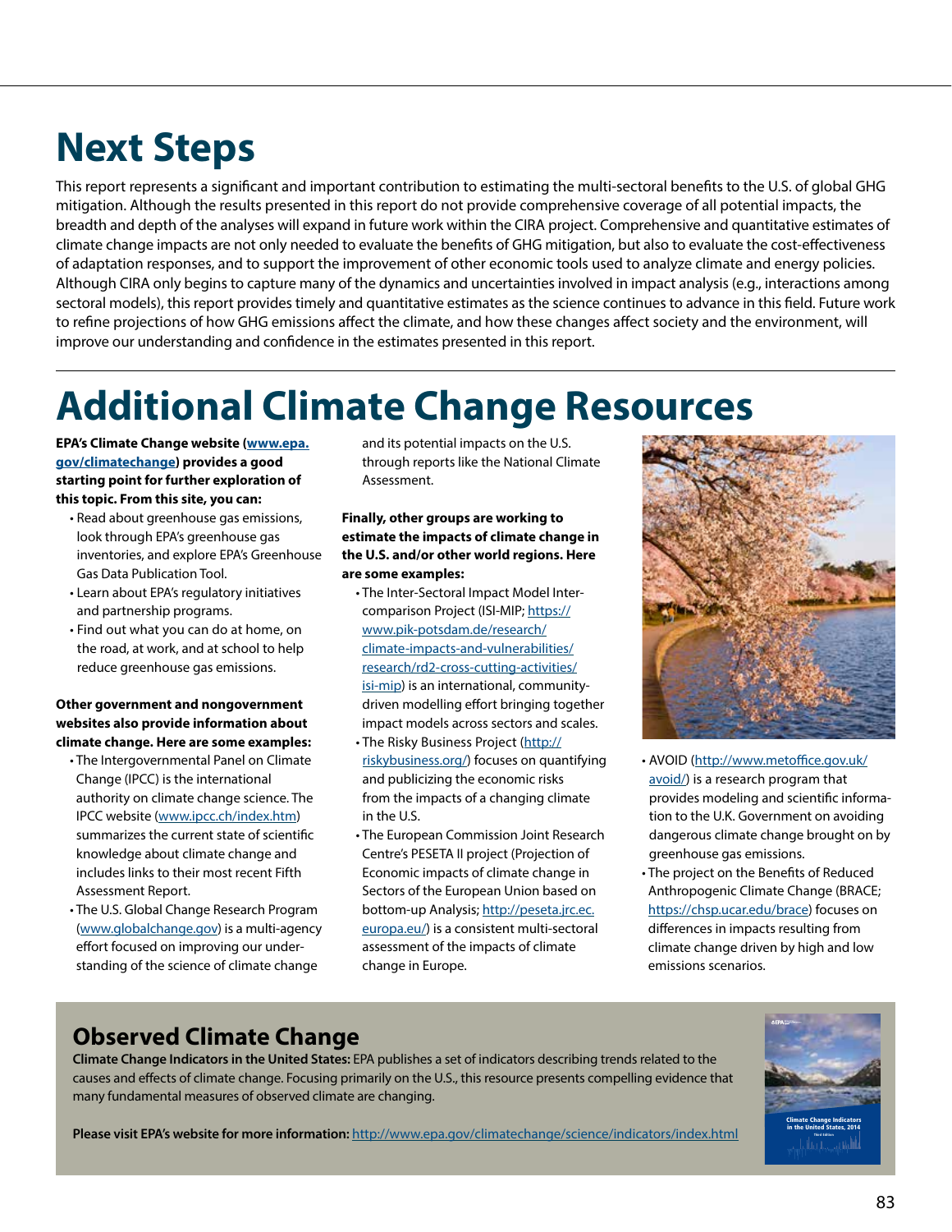# Next Steps

This report represents a significant and important contribution to estimating the multi-sectoral benefits to the U.S. of global GHG mitigation. Although the results presented in this report do not provide comprehensive coverage of all potential impacts, the breadth and depth of the analyses will expand in future work within the CIRA project. Comprehensive and quantitative estimates of climate change impacts are not only needed to evaluate the benefits of GHG mitigation, but also to evaluate the cost-effectiveness of adaptation responses, and to support the improvement of other economic tools used to analyze climate and energy policies. Although CIRA only begins to capture many of the dynamics and uncertainties involved in impact analysis (e.g., interactions among sectoral models), this report provides timely and quantitative estimates as the science continues to advance in this field. Future work to refine projections of how GHG emissions affect the climate, and how these changes affect society and the environment, will improve our understanding and confidence in the estimates presented in this report.

# Additional Climate Change Resources

**EPA's Climate Change website (www.epa.gov/climatechange) provides a good starting point for further exploration of this topic. From this site, you can:**

- Read about greenhouse gas emissions, look through EPA's greenhouse gas inventories, and explore EPA's Greenhouse Gas Data Publication Tool.
- Learn about EPA's regulatory initiatives and partnership programs.
- Find out what you can do at home, on the road, at work, and at school to help reduce greenhouse gas emissions.

**Other government and nongovernment websites also provide information about climate change. Here are some examples:**

- The Intergovernmental Panel on Climate Change (IPCC) is the international authority on climate change science. The IPCC website (www.ipcc.ch/index.htm) summarizes the current state of scientific knowledge about climate change and includes links to their most recent Fifth Assessment Report.
- The U.S. Global Change Research Program (www.globalchange.gov) is a multi-agency effort focused on improving our understanding of the science of climate change and its potential impacts on the U.S. through reports like the National Climate Assessment.

**Finally, other groups are working to estimate the impacts of climate change in the U.S. and/or other world regions. Here are some examples:**

- The Inter-Sectoral Impact Model Inter-comparison Project (ISI-MIP; https://www.pik-potsdam.de/research/climate-impacts-and-vulnerabilities/research/rd2-cross-cutting-activities/isi-mip) is an international, community-driven modelling effort bringing together impact models across sectors and scales.
- The Risky Business Project (http://riskybusiness.org/) focuses on quantifying and publicizing the economic risks from the impacts of a changing climate in the U.S.
- The European Commission Joint Research Centre's PESETA II project (Projection of Economic impacts of climate change in Sectors of the European Union based on bottom-up Analysis; http://peseta.jrc.ec.europa.eu/) is a consistent multi-sectoral assessment of the impacts of climate change in Europe.
- AVOID (http://www.metoffice.gov.uk/avoid/) is a research program that provides modeling and scientific information to the U.K. Government on avoiding dangerous climate change brought on by greenhouse gas emissions.
- The project on the Benefits of Reduced Anthropogenic Climate Change (BRACE; https://chsp.ucar.edu/brace) focuses on differences in impacts resulting from climate change driven by high and low emissions scenarios.

## Observed Climate Change

**Climate Change Indicators in the United States:** EPA publishes a set of indicators describing trends related to the causes and effects of climate change. Focusing primarily on the U.S., this resource presents compelling evidence that many fundamental measures of observed climate are changing.

**Please visit EPA's website for more information:** http://www.epa.gov/climatechange/science/indicators/index.html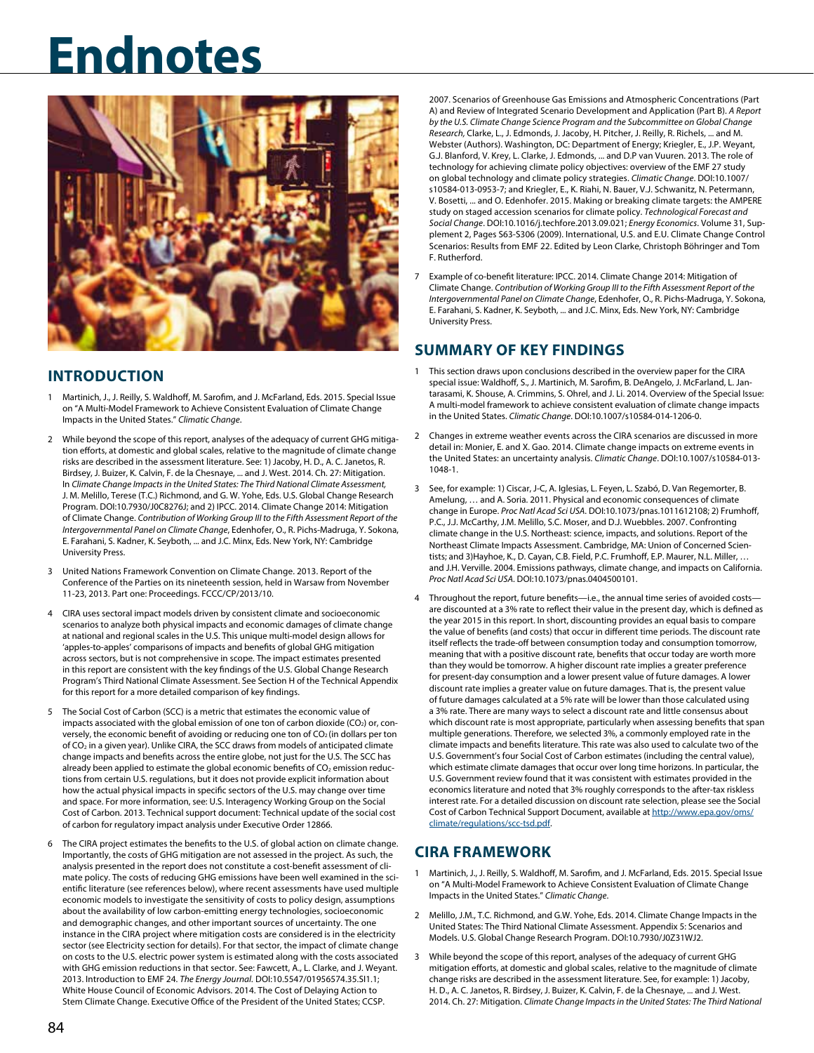# Endnotes

## INTRODUCTION

1. Martinich, J., J. Reilly, S. Waldhoff, M. Sarofim, and J. McFarland, Eds. 2015. Special Issue on "A Multi-Model Framework to Achieve Consistent Evaluation of Climate Change Impacts in the United States." *Climatic Change*.

2. While beyond the scope of this report, analyses of the adequacy of current GHG mitigation efforts, at domestic and global scales, relative to the magnitude of climate change risks are described in the assessment literature. See: 1) Jacoby, H. D., A. C. Janetos, R. Birdsey, J. Buizer, K. Calvin, F. de la Chesnaye, ... and J. West. 2014. Ch. 27: Mitigation. In *Climate Change Impacts in the United States: The Third National Climate Assessment,* J. M. Melillo, Terese (T.C.) Richmond, and G. W. Yohe, Eds. U.S. Global Change Research Program. DOI:10.7930/J0C8276J; and 2) IPCC. 2014. Climate Change 2014: Mitigation of Climate Change. *Contribution of Working Group III to the Fifth Assessment Report of the Intergovernmental Panel on Climate Change*, Edenhofer, O., R. Pichs-Madruga, Y. Sokona, E. Farahani, S. Kadner, K. Seyboth, ... and J.C. Minx, Eds. New York, NY: Cambridge University Press.

3. United Nations Framework Convention on Climate Change. 2013. Report of the Conference of the Parties on its nineteenth session, held in Warsaw from November 11-23, 2013. Part one: Proceedings. FCCC/CP/2013/10.

4. CIRA uses sectoral impact models driven by consistent climate and socioeconomic scenarios to analyze both physical impacts and economic damages of climate change at national and regional scales in the U.S. This unique multi-model design allows for 'apples-to-apples' comparisons of impacts and benefits of global GHG mitigation across sectors, but is not comprehensive in scope. The impact estimates presented in this report are consistent with the key findings of the U.S. Global Change Research Program's Third National Climate Assessment. See Section H of the Technical Appendix for this report for a more detailed comparison of key findings.

5. The Social Cost of Carbon (SCC) is a metric that estimates the economic value of impacts associated with the global emission of one ton of carbon dioxide ($CO_2$) or, conversely, the economic benefit of avoiding or reducing one ton of $CO_2$ (in dollars per ton of $CO_2$ in a given year). Unlike CIRA, the SCC draws from models of anticipated climate change impacts and benefits across the entire globe, not just for the U.S. The SCC has already been applied to estimate the global economic benefits of $CO_2$ emission reductions from certain U.S. regulations, but it does not provide explicit information about how the actual physical impacts in specific sectors of the U.S. may change over time and space. For more information, see: U.S. Interagency Working Group on the Social Cost of Carbon. 2013. Technical support document: Technical update of the social cost of carbon for regulatory impact analysis under Executive Order 12866.

6. The CIRA project estimates the benefits to the U.S. of global action on climate change. Importantly, the costs of GHG mitigation are not assessed in the project. As such, the analysis presented in the report does not constitute a cost-benefit assessment of climate policy. The costs of reducing GHG emissions have been well examined in the scientific literature (see references below), where recent assessments have used multiple economic models to investigate the sensitivity of costs to policy design, assumptions about the availability of low carbon-emitting energy technologies, socioeconomic and demographic changes, and other important sources of uncertainty. The one instance in the CIRA project where mitigation costs are considered is in the electricity sector (see Electricity section for details). For that sector, the impact of climate change on costs to the U.S. electric power system is estimated along with the costs associated with GHG emission reductions in that sector. See: Fawcett, A., L. Clarke, and J. Weyant. 2013. Introduction to EMF 24. *The Energy Journal.* DOI:10.5547/01956574.35.SI1.1; White House Council of Economic Advisors. 2014. The Cost of Delaying Action to Stem Climate Change. Executive Office of the President of the United States; CCSP. 2007. Scenarios of Greenhouse Gas Emissions and Atmospheric Concentrations (Part A) and Review of Integrated Scenario Development and Application (Part B). *A Report by the U.S. Climate Change Science Program and the Subcommittee on Global Change Research*, Clarke, L., J. Edmonds, J. Jacoby, H. Pitcher, J. Reilly, R. Richels, ... and M. Webster (Authors). Washington, DC: Department of Energy; Kriegler, E., J.P. Weyant, G.J. Blanford, V. Krey, L. Clarke, J. Edmonds, ... and D.P van Vuuren. 2013. The role of technology for achieving climate policy objectives: overview of the EMF 27 study on global technology and climate policy strategies. *Climatic Change*. DOI:10.1007/s10584-013-0953-7; and Kriegler, E., K. Riahi, N. Bauer, V.J. Schwantiz, N. Petermann, V. Bosetti, ... and O. Edenhofer. 2015. Making or breaking climate targets: the AMPERE study on staged accession scenarios for climate policy. *Technological Forecast and Social Change*. DOI:10.1016/j.techfore.2013.09.021; *Energy Economics*. Volume 31, Supplement 2, Pages S63-S306 (2009). International, U.S. and E.U. Climate Change Control Scenarios: Results from EMF 22. Edited by Leon Clarke, Christoph Böhringer and Tom F. Rutherford.

7. Example of co-benefit literature: IPCC. 2014. Climate Change 2014: Mitigation of Climate Change. *Contribution of Working Group III to the Fifth Assessment Report of the Intergovernmental Panel on Climate Change*, Edenhofer, O., R. Pichs-Madruga, Y. Sokona, E. Farahani, S. Kadner, K. Seyboth, ... and J.C. Minx, Eds. New York, NY: Cambridge University Press.

## SUMMARY OF KEY FINDINGS

1. This section draws upon conclusions described in the overview paper for the CIRA special issue: Waldhoff, S., J. Martinich, M. Sarofim, B. DeAngelo, J. McFarland, L. Jantarasami, K. Shouse, A. Crimmins, S. Ohrel, and J. Li. 2014. Overview of the Special Issue: A multi-model framework to achieve consistent evaluation of climate change impacts in the United States. *Climatic Change*. DOI:10.1007/s10584-014-1206-0.

2. Changes in extreme weather events across the CIRA scenarios are discussed in more detail in: Monier, E. and X. Gao. 2014. Climate change impacts on extreme events in the United States: an uncertainty analysis. *Climatic Change*. DOI:10.1007/s10584-013-1048-1.

3. See, for example: 1) Ciscar, J-C, A. Iglesias, L. Feyen, L. Szabó, D. Van Regemorter, B. Amelung, … and A. Soria. 2011. Physical and economic consequences of climate change in Europe. *Proc Natl Acad Sci USA*. DOI:10.1073/pnas.1011612108; 2) Frumhoff, P.C., J.J. McCarthy, J.M. Melillo, S.C. Moser, and D.J. Wuebbles. 2007. Confronting climate change in the U.S. Northeast: science, impacts, and solutions. Report of the Northeast Climate Impacts Assessment. Cambridge, MA: Union of Concerned Scientists; and 3)Hayhoe, K., D. Cayan, C.B. Field, P.C. Frumhoff, E.P. Maurer, N.L. Miller, … and J.H. Verville. 2004. Emissions pathways, climate change, and impacts on California. *Proc Natl Acad Sci USA*. DOI:10.1073/pnas.0404500101.

4. Throughout the report, future benefits—i.e., the annual time series of avoided costs—are discounted at a 3% rate to reflect their value in the present day, which is defined as the year 2015 in this report. In short, discounting provides an equal basis to compare the value of benefits (and costs) that occur in different time periods. The discount rate itself reflects the trade-off between consumption today and consumption tomorrow, meaning that with a positive discount rate, benefits that occur today are worth more than they would be tomorrow. A higher discount rate implies a greater preference for present-day consumption and a lower present value of future damages. A lower discount rate implies a greater value on future damages. That is, the present value of future damages calculated at a 5% rate will be lower than those calculated using a 3% rate. There are many ways to select a discount rate and little consensus about which discount rate is most appropriate, particularly when assessing benefits that span multiple generations. Therefore, we selected 3%, a commonly employed rate in the climate impacts and benefits literature. This rate was also used to calculate two of the U.S. Government's four Social Cost of Carbon estimates (including the central value), which estimate climate damages that occur over long time horizons. In particular, the U.S. Government review found that it was consistent with estimates provided in the economics literature and noted that 3% roughly corresponds to the after-tax riskless interest rate. For a detailed discussion on discount rate selection, please see the Social Cost of Carbon Technical Support Document, available at http://www.epa.gov/oms/climate/regulations/scc-tsd.pdf.

## CIRA FRAMEWORK

1. Martinich, J., J. Reilly, S. Waldhoff, M. Sarofim, and J. McFarland, Eds. 2015. Special Issue on "A Multi-Model Framework to Achieve Consistent Evaluation of Climate Change Impacts in the United States." *Climatic Change*.

2. Melillo, J.M., T.C. Richmond, and G.W. Yohe, Eds. 2014. Climate Change Impacts in the United States: The Third National Climate Assessment. Appendix 5: Scenarios and Models. U.S. Global Change Research Program. DOI:10.7930/J0Z31WJ2.

3. While beyond the scope of this report, analyses of the adequacy of current GHG mitigation efforts, at domestic and global scales, relative to the magnitude of climate change risks are described in the assessment literature. See, for example: 1) Jacoby, H. D., A. C. Janetos, R. Birdsey, J. Buizer, K. Calvin, F. de la Chesnaye, ... and J. West. 2014. Ch. 27: Mitigation. *Climate Change Impacts in the United States: The Third National*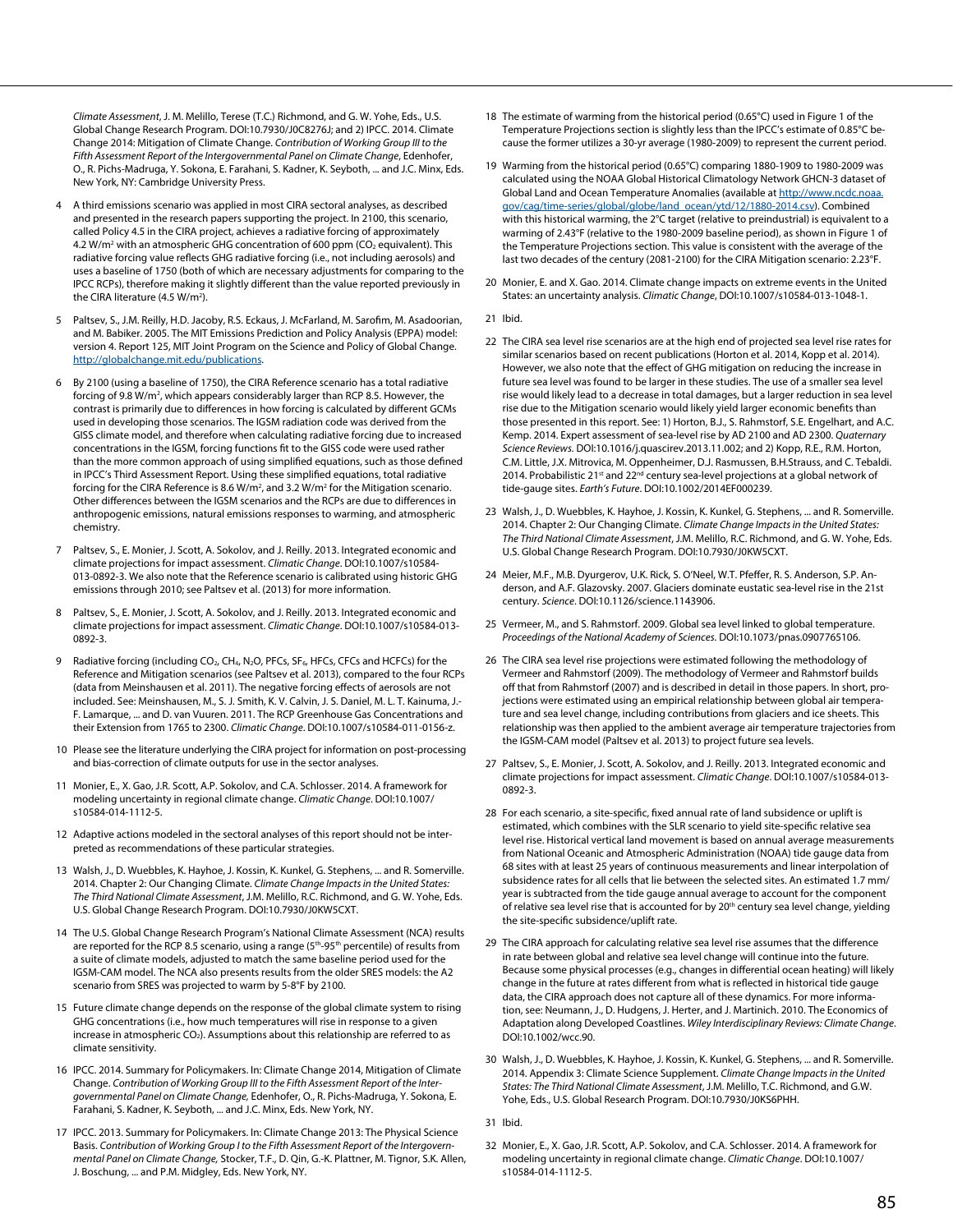*Climate Assessment*, J. M. Melillo, Terese (T.C.) Richmond, and G. W. Yohe, Eds., U.S. Global Change Research Program. DOI:10.7930/J0C8276J; and 2) IPCC. 2014. Climate Change 2014: Mitigation of Climate Change. *Contribution of Working Group III to the Fifth Assessment Report of the Intergovernmental Panel on Climate Change*, Edenhofer, O., R. Pichs-Madruga, Y. Sokona, E. Farahani, S. Kadner, K. Seyboth, ... and J.C. Minx, Eds. New York, NY: Cambridge University Press.

4 A third emissions scenario was applied in most CIRA sectoral analyses, as described and presented in the research papers supporting the project. In 2100, this scenario, called Policy 4.5 in the CIRA project, achieves a radiative forcing of approximately 4.2 W/m² with an atmospheric GHG concentration of 600 ppm ($CO_2$ equivalent). This radiative forcing value reflects GHG radiative forcing (i.e., not including aerosols) and uses a baseline of 1750 (both of which are necessary adjustments for comparing to the IPCC RCPs), therefore making it slightly different than the value reported previously in the CIRA literature (4.5 W/m²).

5 Paltsev, S., J.M. Reilly, H.D. Jacoby, R.S. Eckaus, J. McFarland, M. Sarofim, M. Asadoorian, and M. Babiker. 2005. The MIT Emissions Prediction and Policy Analysis (EPPA) model: version 4. Report 125, MIT Joint Program on the Science and Policy of Global Change. http://globalchange.mit.edu/publications.

6 By 2100 (using a baseline of 1750), the CIRA Reference scenario has a total radiative forcing of 9.8 W/m², which appears considerably larger than RCP 8.5. However, the contrast is primarily due to differences in how forcing is calculated by different GCMs used in developing those scenarios. The IGSM radiation code was derived from the GISS climate model, and therefore when calculating radiative forcing due to increased concentrations in the IGSM, forcing functions fit to the GISS code were used rather than the more common approach of using simplified equations, such as those defined in IPCC's Third Assessment Report. Using these simplified equations, total radiative forcing for the CIRA Reference is 8.6 W/m², and 3.2 W/m² for the Mitigation scenario. Other differences between the IGSM scenarios and the RCPs are due to differences in anthropogenic emissions, natural emissions responses to warming, and atmospheric chemistry.

7 Paltsev, S., E. Monier, J. Scott, A. Sokolov, and J. Reilly. 2013. Integrated economic and climate projections for impact assessment. *Climatic Change*. DOI:10.1007/s10584-013-0892-3. We also note that the Reference scenario is calibrated using historic GHG emissions through 2010; see Paltsev et al. (2013) for more information.

8 Paltsev, S., E. Monier, J. Scott, A. Sokolov, and J. Reilly. 2013. Integrated economic and climate projections for impact assessment. *Climatic Change*. DOI:10.1007/s10584-013-0892-3.

9 Radiative forcing (including $CO_2$, $CH_4$, $N_2O$, PFCs, $SF_6$, HFCs, CFCs and HCFCs) for the Reference and Mitigation scenarios (see Paltsev et al. 2013), compared to the four RCPs (data from Meinshausen et al. 2011). The negative forcing effects of aerosols are not included. See: Meinshausen, M., S. J. Smith, K. V. Calvin, J. S. Daniel, M. L. T. Kainuma, J.-F. Lamarque, ... and D. van Vuuren. 2011. The RCP Greenhouse Gas Concentrations and their Extension from 1765 to 2300. *Climatic Change*. DOI:10.1007/s10584-011-0156-z.

10 Please see the literature underlying the CIRA project for information on post-processing and bias-correction of climate outputs for use in the sector analyses.

11 Monier, E., X. Gao, J.R. Scott, A.P. Sokolov, and C.A. Schlosser. 2014. A framework for modeling uncertainty in regional climate change. *Climatic Change*. DOI:10.1007/s10584-014-1112-5.

12 Adaptive actions modeled in the sectoral analyses of this report should not be interpreted as recommendations of these particular strategies.

13 Walsh, J., D. Wuebbles, K. Hayhoe, J. Kossin, K. Kunkel, G. Stephens, ... and R. Somerville. 2014. Chapter 2: Our Changing Climate. *Climate Change Impacts in the United States: The Third National Climate Assessment*, J.M. Melillo, R.C. Richmond, and G. W. Yohe, Eds. U.S. Global Change Research Program. DOI:10.7930/J0KW5CXT.

14 The U.S. Global Change Research Program's National Climate Assessment (NCA) results are reported for the RCP 8.5 scenario, using a range (5th-95th percentile) of results from a suite of climate models, adjusted to match the same baseline period used for the IGSM-CAM model. The NCA also presents results from the older SRES models: the A2 scenario from SRES was projected to warm by 5-8°F by 2100.

15 Future climate change depends on the response of the global climate system to rising GHG concentrations (i.e., how much temperatures will rise in response to a given increase in atmospheric $CO_2$). Assumptions about this relationship are referred to as climate sensitivity.

16 IPCC. 2014. Summary for Policymakers. In: Climate Change 2014, Mitigation of Climate Change. *Contribution of Working Group III to the Fifth Assessment Report of the Intergovernmental Panel on Climate Change*, Edenhofer, O., R. Pichs-Madruga, Y. Sokona, E. Farahani, S. Kadner, K. Seyboth, ... and J.C. Minx, Eds. New York, NY.

17 IPCC. 2013. Summary for Policymakers. In: Climate Change 2013: The Physical Science Basis. *Contribution of Working Group I to the Fifth Assessment Report of the Intergovernmental Panel on Climate Change*, Stocker, T.F., D. Qin, G.-K. Plattner, M. Tignor, S.K. Allen, J. Boschung, ... and P.M. Midgley, Eds. New York, NY.

18 The estimate of warming from the historical period (0.65°C) used in Figure 1 of the Temperature Projections section is slightly less than the IPCC's estimate of 0.85°C because the former utilizes a 30-yr average (1980-2009) to represent the current period.

19 Warming from the historical period (0.65°C) comparing 1880-1909 to 1980-2009 was calculated using the NOAA Global Historical Climatology Network GHCN-3 dataset of Global Land and Ocean Temperature Anomalies (available at http://www.ncdc.noaa.gov/cag/time-series/global/globe/land_ocean/ytd/12/1880-2014.csv). Combined with this historical warming, the 2°C target (relative to preindustrial) is equivalent to a warming of 2.43°F (relative to the 1980-2009 baseline period), as shown in Figure 1 of the Temperature Projections section. This value is consistent with the average of the last two decades of the century (2081-2100) for the CIRA Mitigation scenario: 2.23°F.

20 Monier, E. and X. Gao. 2014. Climate change impacts on extreme events in the United States: an uncertainty analysis. *Climatic Change*, DOI:10.1007/s10584-013-1048-1.

21 Ibid.

22 The CIRA sea level rise scenarios are at the high end of projected sea level rise rates for similar scenarios based on recent publications (Horton et al. 2014, Kopp et al. 2014). However, we also note that the effect of GHG mitigation on reducing the increase in future sea level was found to be larger in these studies. The use of a smaller sea level rise would likely lead to a decrease in total damages, but a larger reduction in sea level rise due to the Mitigation scenario would likely yield larger economic benefits than those presented in this report. See: 1) Horton, B.J., S. Rahmstorf, S.E. Engelhart, and A.C. Kemp. 2014. Expert assessment of sea-level rise by AD 2100 and AD 2300. *Quaternary Science Reviews*. DOI:10.1016/j.quascirev.2013.11.002; and 2) Kopp, R.E., R.M. Horton, C.M. Little, J.X. Mitrovica, M. Oppenheimer, D.J. Rasmussen, B.H.Strauss, and C. Tebaldi. 2014. Probabilistic 21st and 22nd century sea-level projections at a global network of tide-gauge sites. *Earth's Future*. DOI:10.1002/2014EF000239.

23 Walsh, J., D. Wuebbles, K. Hayhoe, J. Kossin, K. Kunkel, G. Stephens, ... and R. Somerville. 2014. Chapter 2: Our Changing Climate. *Climate Change Impacts in the United States: The Third National Climate Assessment*, J.M. Melillo, R.C. Richmond, and G. W. Yohe, Eds. U.S. Global Change Research Program. DOI:10.7930/J0KW5CXT.

24 Meier, M.F., M.B. Dyurgerov, U.K. Rick, S. O'Neel, W.T. Pfeffer, R. S. Anderson, S.P. Anderson, and A.F. Glazovsky. 2007. Glaciers dominate eustatic sea-level rise in the 21st century. *Science*. DOI:10.1126/science.1143906.

25 Vermeer, M., and S. Rahmstorf. 2009. Global sea level linked to global temperature. *Proceedings of the National Academy of Sciences*. DOI:10.1073/pnas.0907765106.

26 The CIRA sea level rise projections were estimated following the methodology of Vermeer and Rahmstorf (2009). The methodology of Vermeer and Rahmstorf builds off that from Rahmstorf (2007) and is described in detail in those papers. In short, projections were estimated using an empirical relationship between global air temperature and sea level change, including contributions from glaciers and ice sheets. This relationship was then applied to the ambient average air temperature trajectories from the IGSM-CAM model (Paltsev et al. 2013) to project future sea levels.

27 Paltsev, S., E. Monier, J. Scott, A. Sokolov, and J. Reilly. 2013. Integrated economic and climate projections for impact assessment. *Climatic Change*. DOI:10.1007/s10584-013-0892-3.

28 For each scenario, a site-specific, fixed annual rate of land subsidence or uplift is estimated, which combines with the SLR scenario to yield site-specific relative sea level rise. Historical vertical land movement is based on annual average measurements from National Oceanic and Atmospheric Administration (NOAA) tide gauge data from 68 sites with at least 25 years of continuous measurements and linear interpolation of subsidence rates for all cells that lie between the selected sites. An estimated 1.7 mm/year is subtracted from the tide gauge annual average to account for the component of relative sea level rise that is accounted for by 20th century sea level change, yielding the site-specific subsidence/uplift rate.

29 The CIRA approach for calculating relative sea level rise assumes that the difference in rate between global and relative sea level change will continue into the future. Because some physical processes (e.g., changes in differential ocean heating) will likely change in the future at rates different from what is reflected in historical tide gauge data, the CIRA approach does not capture all of these dynamics. For more information, see: Neumann, J., D. Hudgens, J. Herter, and J. Martinich. 2010. The Economics of Adaptation along Developed Coastlines. *Wiley Interdisciplinary Reviews: Climate Change*. DOI:10.1002/wcc.90.

30 Walsh, J., D. Wuebbles, K. Hayhoe, J. Kossin, K. Kunkel, G. Stephens, ... and R. Somerville. 2014. Appendix 3: Climate Science Supplement. *Climate Change Impacts in the United States: The Third National Climate Assessment*, J.M. Melillo, T.C. Richmond, and G.W. Yohe, Eds., U.S. Global Research Program. DOI:10.7930/J0KS6PHH.

31 Ibid.

32 Monier, E., X. Gao, J.R. Scott, A.P. Sokolov, and C.A. Schlosser. 2014. A framework for modeling uncertainty in regional climate change. *Climatic Change*. DOI:10.1007/s10584-014-1112-5.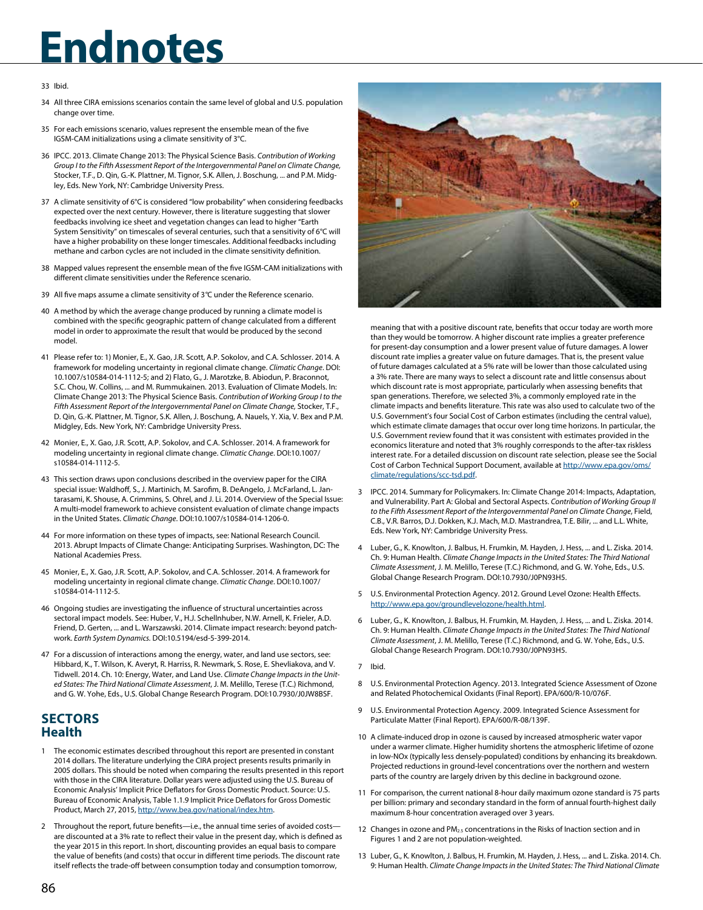# Endnotes

33 Ibid.

34 All three CIRA emissions scenarios contain the same level of global and U.S. population change over time.

35 For each emissions scenario, values represent the ensemble mean of the five IGSM-CAM initializations using a climate sensitivity of 3°C.

36 IPCC. 2013. Climate Change 2013: The Physical Science Basis. *Contribution of Working Group I to the Fifth Assessment Report of the Intergovernmental Panel on Climate Change,* Stocker, T.F., D. Qin, G.-K. Plattner, M. Tignor, S.K. Allen, J. Boschung, ... and P.M. Midgley, Eds. New York, NY: Cambridge University Press.

37 A climate sensitivity of 6°C is considered "low probability" when considering feedbacks expected over the next century. However, there is literature suggesting that slower feedbacks involving ice sheet and vegetation changes can lead to higher "Earth System Sensitivity" on timescales of several centuries, such that a sensitivity of 6°C will have a higher probability on these longer timescales. Additional feedbacks including methane and carbon cycles are not included in the climate sensitivity definition.

38 Mapped values represent the ensemble mean of the five IGSM-CAM initializations with different climate sensitivities under the Reference scenario.

39 All five maps assume a climate sensitivity of 3°C under the Reference scenario.

40 A method by which the average change produced by running a climate model is combined with the specific geographic pattern of change calculated from a different model in order to approximate the result that would be produced by the second model.

41 Please refer to: 1) Monier, E., X. Gao, J.R. Scott, A.P. Sokolov, and C.A. Schlosser. 2014. A framework for modeling uncertainty in regional climate change. *Climatic Change*. DOI: 10.1007/s10584-014-1112-5; and 2) Flato, G., J. Marotzke, B. Abiodun, P. Braconnot, S.C. Chou, W. Collins, ... and M. Rummukainen. 2013. Evaluation of Climate Models. In: Climate Change 2013: The Physical Science Basis. *Contribution of Working Group I to the Fifth Assessment Report of the Intergovernmental Panel on Climate Change,* Stocker, T.F., D. Qin, G.-K. Plattner, M. Tignor, S.K. Allen, J. Boschung, A. Nauels, Y. Xia, V. Bex and P.M. Midgley, Eds. New York, NY: Cambridge University Press.

42 Monier, E., X. Gao, J.R. Scott, A.P. Sokolov, and C.A. Schlosser. 2014. A framework for modeling uncertainty in regional climate change. *Climatic Change*. DOI:10.1007/s10584-014-1112-5.

43 This section draws upon conclusions described in the overview paper for the CIRA special issue: Waldhoff, S., J. Martinich, M. Sarofim, B. DeAngelo, J. McFarland, L. Jantarasami, K. Shouse, A. Crimmins, S. Ohrel, and J. Li. 2014. Overview of the Special Issue: A multi-model framework to achieve consistent evaluation of climate change impacts in the United States. *Climatic Change*. DOI:10.1007/s10584-014-1206-0.

44 For more information on these types of impacts, see: National Research Council. 2013. Abrupt Impacts of Climate Change: Anticipating Surprises. Washington, DC: The National Academies Press.

45 Monier, E., X. Gao, J.R. Scott, A.P. Sokolov, and C.A. Schlosser. 2014. A framework for modeling uncertainty in regional climate change. *Climatic Change*. DOI:10.1007/s10584-014-1112-5.

46 Ongoing studies are investigating the influence of structural uncertainties across sectoral impact models. See: Huber, V., H.J. Schellnhuber, N.W. Arnell, K. Frieler, A.D. Friend, D. Gerten, ... and L. Warszawski. 2014. Climate impact research: beyond patchwork. *Earth System Dynamics*. DOI:10.5194/esd-5-399-2014.

47 For a discussion of interactions among the energy, water, and land use sectors, see: Hibbard, K., T. Wilson, K. Averyt, R. Harriss, R. Newmark, S. Rose, E. Shevliakova, and V. Tidwell. 2014. Ch. 10: Energy, Water, and Land Use. *Climate Change Impacts in the United States: The Third National Climate Assessment*, J. M. Melillo, Terese (T.C.) Richmond, and G. W. Yohe, Eds., U.S. Global Change Research Program. DOI:10.7930/J0JW8BSF.

## SECTORS
### Health

1 The economic estimates described throughout this report are presented in constant 2014 dollars. The literature underlying the CIRA project presents results primarily in 2005 dollars. This should be noted when comparing the results presented in this report with those in the CIRA literature. Dollar years were adjusted using the U.S. Bureau of Economic Analysis' Implicit Price Deflators for Gross Domestic Product. Source: U.S. Bureau of Economic Analysis, Table 1.1.9 Implicit Price Deflators for Gross Domestic Product, March 27, 2015, http://www.bea.gov/national/index.htm.

2 Throughout the report, future benefits—i.e., the annual time series of avoided costs—are discounted at a 3% rate to reflect their value in the present day, which is defined as the year 2015 in this report. In short, discounting provides an equal basis to compare the value of benefits (and costs) that occur in different time periods. The discount rate itself reflects the trade-off between consumption today and consumption tomorrow, meaning that with a positive discount rate, benefits that occur today are worth more than they would be tomorrow. A higher discount rate implies a greater preference for present-day consumption and a lower present value of future damages. A lower discount rate implies a greater value on future damages. That is, the present value of future damages calculated at a 5% rate will be lower than those calculated using a 3% rate. There are many ways to select a discount rate and little consensus about which discount rate is most appropriate, particularly when assessing benefits that span generations. Therefore, we selected 3%, a commonly employed rate in the climate impacts and benefits literature. This rate was also used to calculate two of the U.S. Government's four Social Cost of Carbon estimates (including the central value), which estimate climate damages that occur over long time horizons. In particular, the U.S. Government review found that it was consistent with estimates provided in the economics literature and noted that 3% roughly corresponds to the after-tax riskless interest rate. For a detailed discussion on discount rate selection, please see the Social Cost of Carbon Technical Support Document, available at http://www.epa.gov/oms/climate/regulations/scc-tsd.pdf.

3 IPCC. 2014. Summary for Policymakers. In: Climate Change 2014: Impacts, Adaptation, and Vulnerability. Part A: Global and Sectoral Aspects. *Contribution of Working Group II to the Fifth Assessment Report of the Intergovernmental Panel on Climate Change*, Field, C.B., V.R. Barros, D.J. Dokken, K.J. Mach, M.D. Mastrandrea, T.E. Bilir, ... and L.L. White, Eds. New York, NY: Cambridge University Press.

4 Luber, G., K. Knowlton, J. Balbus, H. Frumkin, M. Hayden, J. Hess, ... and L. Ziska. 2014. Ch. 9: Human Health. *Climate Change Impacts in the United States: The Third National Climate Assessment*, J. M. Melillo, Terese (T.C.) Richmond, and G. W. Yohe, Eds., U.S. Global Change Research Program. DOI:10.7930/J0PN93H5.

5 U.S. Environmental Protection Agency. 2012. Ground Level Ozone: Health Effects. http://www.epa.gov/groundlevelozone/health.html.

6 Luber, G., K. Knowlton, J. Balbus, H. Frumkin, M. Hayden, J. Hess, ... and L. Ziska. 2014. Ch. 9: Human Health. *Climate Change Impacts in the United States: The Third National Climate Assessment*, J. M. Melillo, Terese (T.C.) Richmond, and G. W. Yohe, Eds., U.S. Global Change Research Program. DOI:10.7930/J0PN93H5.

7 Ibid.

8 U.S. Environmental Protection Agency. 2013. Integrated Science Assessment of Ozone and Related Photochemical Oxidants (Final Report). EPA/600/R-10/076F.

9 U.S. Environmental Protection Agency. 2009. Integrated Science Assessment for Particulate Matter (Final Report). EPA/600/R-08/139F.

10 A climate-induced drop in ozone is caused by increased atmospheric water vapor under a warmer climate. Higher humidity shortens the atmospheric lifetime of ozone in low-NOx (typically less densely-populated) conditions by enhancing its breakdown. Projected reductions in ground-level concentrations over the northern and western parts of the country are largely driven by this decline in background ozone.

11 For comparison, the current national 8-hour daily maximum ozone standard is 75 parts per billion: primary and secondary standard in the form of annual fourth-highest daily maximum 8-hour concentration averaged over 3 years.

12 Changes in ozone and $PM_{2.5}$ concentrations in the Risks of Inaction section and in Figures 1 and 2 are not population-weighted.

13 Luber, G., K. Knowlton, J. Balbus, H. Frumkin, M. Hayden, J. Hess, ... and L. Ziska. 2014. Ch. 9: Human Health. *Climate Change Impacts in the United States: The Third National Climate*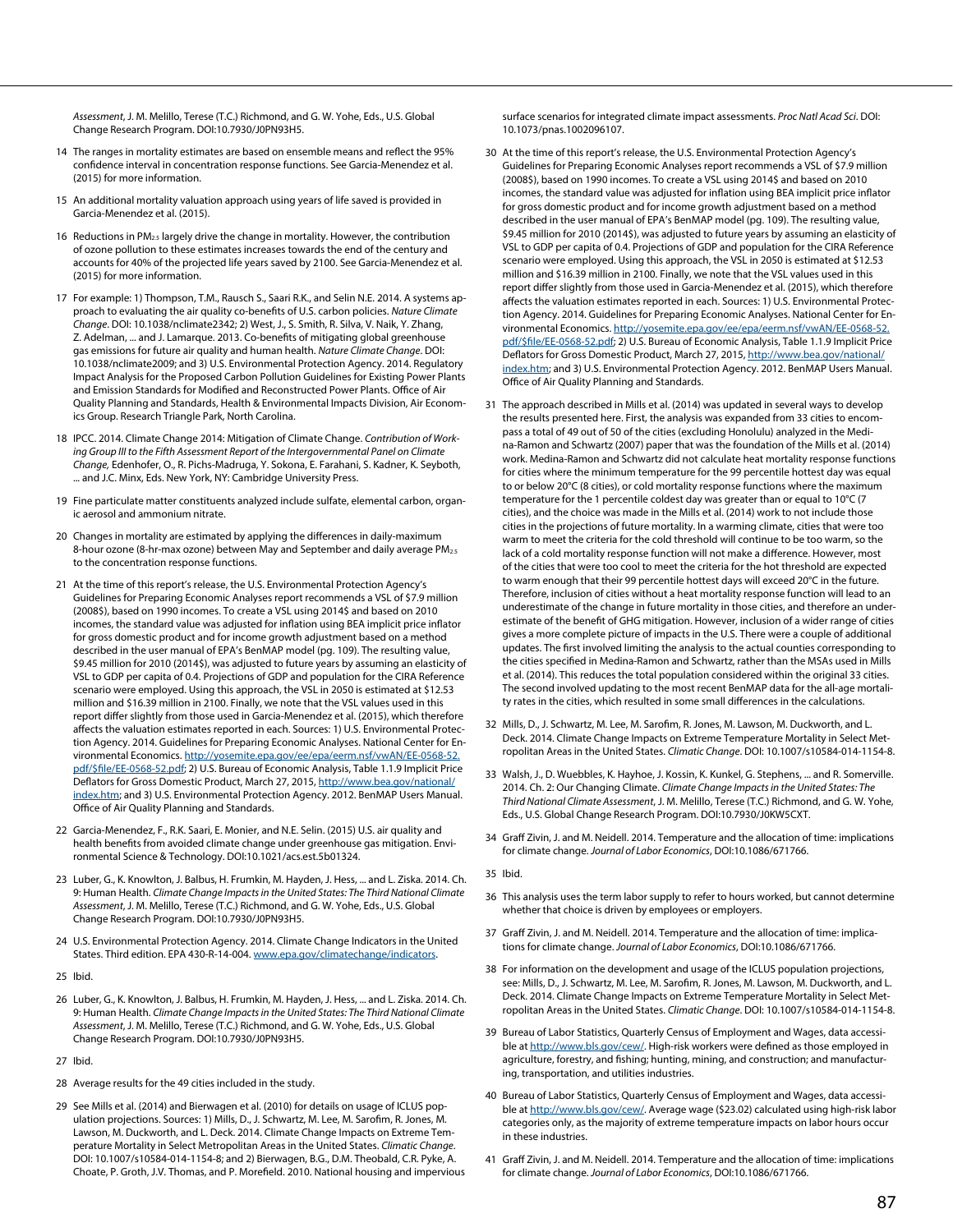*Assessment*, J. M. Melillo, Terese (T.C.) Richmond, and G. W. Yohe, Eds., U.S. Global Change Research Program. DOI:10.7930/J0PN93H5.

14 The ranges in mortality estimates are based on ensemble means and reflect the 95% confidence interval in concentration response functions. See Garcia-Menendez et al. (2015) for more information.

15 An additional mortality valuation approach using years of life saved is provided in Garcia-Menendez et al. (2015).

16 Reductions in $PM_{2.5}$ largely drive the change in mortality. However, the contribution of ozone pollution to these estimates increases towards the end of the century and accounts for 40% of the projected life years saved by 2100. See Garcia-Menendez et al. (2015) for more information.

17 For example: 1) Thompson, T.M., Rausch S., Saari R.K., and Selin N.E. 2014. A systems approach to evaluating the air quality co-benefits of U.S. carbon policies. *Nature Climate Change*. DOI: 10.1038/nclimate2342; 2) West, J., S. Smith, R. Silva, V. Naik, Y. Zhang, Z. Adelman, ... and J. Lamarque. 2013. Co-benefits of mitigating global greenhouse gas emissions for future air quality and human health. *Nature Climate Change*. DOI: 10.1038/nclimate2009; and 3) U.S. Environmental Protection Agency. 2014. Regulatory Impact Analysis for the Proposed Carbon Pollution Guidelines for Existing Power Plants and Emission Standards for Modified and Reconstructed Power Plants. Office of Air Quality Planning and Standards, Health & Environmental Impacts Division, Air Economics Group. Research Triangle Park, North Carolina.

18 IPCC. 2014. Climate Change 2014: Mitigation of Climate Change. *Contribution of Working Group III to the Fifth Assessment Report of the Intergovernmental Panel on Climate Change,* Edenhofer, O., R. Pichs-Madruga, Y. Sokona, E. Farahani, S. Kadner, K. Seyboth, ... and J.C. Minx, Eds. New York, NY: Cambridge University Press.

19 Fine particulate matter constituents analyzed include sulfate, elemental carbon, organic aerosol and ammonium nitrate.

20 Changes in mortality are estimated by applying the differences in daily-maximum 8-hour ozone (8-hr-max ozone) between May and September and daily average $PM_{2.5}$ to the concentration response functions.

21 At the time of this report's release, the U.S. Environmental Protection Agency's Guidelines for Preparing Economic Analyses report recommends a VSL of $7.9 million (2008$), based on 1990 incomes. To create a VSL using 2014$ and based on 2010 incomes, the standard value was adjusted for inflation using BEA implicit price inflator for gross domestic product and for income growth adjustment based on a method described in the user manual of EPA's BenMAP model (pg. 109). The resulting value, $9.45 million for 2010 (2014$), was adjusted to future years by assuming an elasticity of VSL to GDP per capita of 0.4. Projections of GDP and population for the CIRA Reference scenario were employed. Using this approach, the VSL in 2050 is estimated at $12.53 million and $16.39 million in 2100. Finally, we note that the VSL values used in this report differ slightly from those used in Garcia-Menendez et al. (2015), which therefore affects the valuation estimates reported in each. Sources: 1) U.S. Environmental Protection Agency. 2014. Guidelines for Preparing Economic Analyses. National Center for Environmental Economics. http://yosemite.epa.gov/ee/epa/eerm.nsf/vwAN/EE-0568-52.pdf/$file/EE-0568-52.pdf; 2) U.S. Bureau of Economic Analysis, Table 1.1.9 Implicit Price Deflators for Gross Domestic Product, March 27, 2015, http://www.bea.gov/national/index.htm; and 3) U.S. Environmental Protection Agency. 2012. BenMAP Users Manual. Office of Air Quality Planning and Standards.

22 Garcia-Menendez, F., R.K. Saari, E. Monier, and N.E. Selin. (2015) U.S. air quality and health benefits from avoided climate change under greenhouse gas mitigation. Environmental Science & Technology. DOI:10.1021/acs.est.5b01324.

23 Luber, G., K. Knowlton, J. Balbus, H. Frumkin, M. Hayden, J. Hess, ... and L. Ziska. 2014. Ch. 9: Human Health. *Climate Change Impacts in the United States: The Third National Climate Assessment*, J. M. Melillo, Terese (T.C.) Richmond, and G. W. Yohe, Eds., U.S. Global Change Research Program. DOI:10.7930/J0PN93H5.

24 U.S. Environmental Protection Agency. 2014. Climate Change Indicators in the United States. Third edition. EPA 430-R-14-004. www.epa.gov/climatechange/indicators.

25 Ibid.

26 Luber, G., K. Knowlton, J. Balbus, H. Frumkin, M. Hayden, J. Hess, ... and L. Ziska. 2014. Ch. 9: Human Health. *Climate Change Impacts in the United States: The Third National Climate Assessment*, J. M. Melillo, Terese (T.C.) Richmond, and G. W. Yohe, Eds., U.S. Global Change Research Program. DOI:10.7930/J0PN93H5.

27 Ibid.

28 Average results for the 49 cities included in the study.

29 See Mills et al. (2014) and Bierwagen et al. (2010) for details on usage of ICLUS population projections. Sources: 1) Mills, D., J. Schwartz, M. Lee, M. Sarofim, R. Jones, M. Lawson, M. Duckworth, and L. Deck. 2014. Climate Change Impacts on Extreme Temperature Mortality in Select Metropolitan Areas in the United States. *Climatic Change*. DOI: 10.1007/s10584-014-1154-8; and 2) Bierwagen, B.G., D.M. Theobald, C.R. Pyke, A. Choate, P. Groth, J.V. Thomas, and P. Morefield. 2010. National housing and impervious surface scenarios for integrated climate impact assessments. *Proc Natl Acad Sci*. DOI: 10.1073/pnas.1002096107.

30 At the time of this report's release, the U.S. Environmental Protection Agency's Guidelines for Preparing Economic Analyses report recommends a VSL of $7.9 million (2008$), based on 1990 incomes. To create a VSL using 2014$ and based on 2010 incomes, the standard value was adjusted for inflation using BEA implicit price inflator for gross domestic product and for income growth adjustment based on a method described in the user manual of EPA's BenMAP model (pg. 109). The resulting value, $9.45 million for 2010 (2014$), was adjusted to future years by assuming an elasticity of VSL to GDP per capita of 0.4. Projections of GDP and population for the CIRA Reference scenario were employed. Using this approach, the VSL in 2050 is estimated at $12.53 million and $16.39 million in 2100. Finally, we note that the VSL values used in this report differ slightly from those used in Garcia-Menendez et al. (2015), which therefore affects the valuation estimates reported in each. Sources: 1) U.S. Environmental Protection Agency. 2014. Guidelines for Preparing Economic Analyses. National Center for Environmental Economics. http://yosemite.epa.gov/ee/epa/eerm.nsf/vwAN/EE-0568-52.pdf/$file/EE-0568-52.pdf; 2) U.S. Bureau of Economic Analysis, Table 1.1.9 Implicit Price Deflators for Gross Domestic Product, March 27, 2015, http://www.bea.gov/national/index.htm; and 3) U.S. Environmental Protection Agency. 2012. BenMAP Users Manual. Office of Air Quality Planning and Standards.

31 The approach described in Mills et al. (2014) was updated in several ways to develop the results presented here. First, the analysis was expanded from 33 cities to encompass a total of 49 out of 50 of the cities (excluding Honolulu) analyzed in the Medina-Ramon and Schwartz (2007) paper that was the foundation of the Mills et al. (2014) work. Medina-Ramon and Schwartz did not calculate heat mortality response functions for cities where the minimum temperature for the 99 percentile hottest day was equal to or below 20°C (8 cities), or cold mortality response functions where the maximum temperature for the 1 percentile coldest day was greater than or equal to 10°C (7 cities), and the choice was made in the Mills et al. (2014) work to not include those cities in the projections of future mortality. In a warming climate, cities that were too warm to meet the criteria for the cold threshold will continue to be too warm, so the lack of a cold mortality response function will not make a difference. However, most of the cities that were too cool to meet the criteria for the hot threshold are expected to warm enough that their 99 percentile hottest days will exceed 20°C in the future. Therefore, inclusion of cities without a heat mortality response function will lead to an underestimate of the change in future mortality in those cities, and therefore an underestimate of the benefit of GHG mitigation. However, inclusion of a wider range of cities gives a more complete picture of impacts in the U.S. There were a couple of additional updates. The first involved limiting the analysis to the actual counties corresponding to the cities specified in Medina-Ramon and Schwartz, rather than the MSAs used in Mills et al. (2014). This reduces the total population considered within the original 33 cities. The second involved updating to the most recent BenMAP data for the all-age mortality rates in the cities, which resulted in some small differences in the calculations.

32 Mills, D., J. Schwartz, M. Lee, M. Sarofim, R. Jones, M. Lawson, M. Duckworth, and L. Deck. 2014. Climate Change Impacts on Extreme Temperature Mortality in Select Metropolitan Areas in the United States. *Climatic Change*. DOI: 10.1007/s10584-014-1154-8.

33 Walsh, J., D. Wuebbles, K. Hayhoe, J. Kossin, K. Kunkel, G. Stephens, ... and R. Somerville. 2014. Ch. 2: Our Changing Climate. *Climate Change Impacts in the United States: The Third National Climate Assessment*, J. M. Melillo, Terese (T.C.) Richmond, and G. W. Yohe, Eds., U.S. Global Change Research Program. DOI:10.7930/J0KW5CXT.

34 Graff Zivin, J. and M. Neidell. 2014. Temperature and the allocation of time: implications for climate change. *Journal of Labor Economics*, DOI:10.1086/671766.

35 Ibid.

36 This analysis uses the term labor supply to refer to hours worked, but cannot determine whether that choice is driven by employees or employers.

37 Graff Zivin, J. and M. Neidell. 2014. Temperature and the allocation of time: implications for climate change. *Journal of Labor Economics*, DOI:10.1086/671766.

38 For information on the development and usage of the ICLUS population projections, see: Mills, D., J. Schwartz, M. Lee, M. Sarofim, R. Jones, M. Lawson, M. Duckworth, and L. Deck. 2014. Climate Change Impacts on Extreme Temperature Mortality in Select Metropolitan Areas in the United States. *Climatic Change*. DOI: 10.1007/s10584-014-1154-8.

39 Bureau of Labor Statistics, Quarterly Census of Employment and Wages, data accessible at http://www.bls.gov/cew/. High-risk workers were defined as those employed in agriculture, forestry, and fishing; hunting, mining, and construction; and manufacturing, transportation, and utilities industries.

40 Bureau of Labor Statistics, Quarterly Census of Employment and Wages, data accessible at http://www.bls.gov/cew/. Average wage ($23.02) calculated using high-risk labor categories only, as the majority of extreme temperature impacts on labor hours occur in these industries.

41 Graff Zivin, J. and M. Neidell. 2014. Temperature and the allocation of time: implications for climate change. *Journal of Labor Economics*, DOI:10.1086/671766.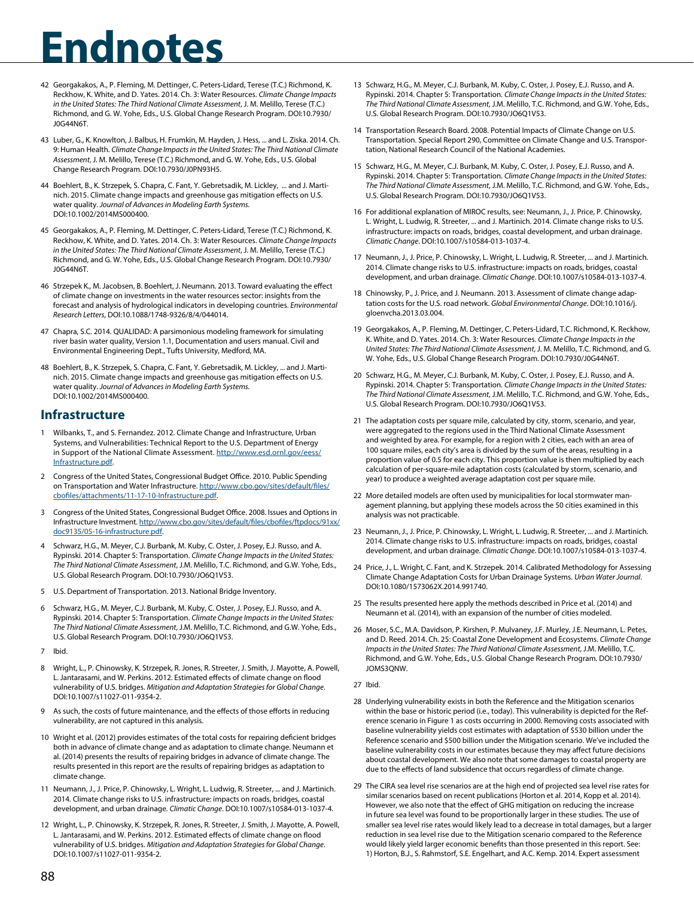# Endnotes

42 Georgakakos, A., P. Fleming, M. Dettinger, C. Peters-Lidard, Terese (T.C.) Richmond, K. Reckhow, K. White, and D. Yates. 2014. Ch. 3: Water Resources. *Climate Change Impacts in the United States: The Third National Climate Assessment*, J. M. Melillo, Terese (T.C.) Richmond, and G. W. Yohe, Eds., U.S. Global Change Research Program. DOI:10.7930/J0G44N6T.

43 Luber, G., K. Knowlton, J. Balbus, H. Frumkin, M. Hayden, J. Hess, ... and L. Ziska. 2014. Ch. 9: Human Health. *Climate Change Impacts in the United States: The Third National Climate Assessment*, J. M. Melillo, Terese (T.C.) Richmond, and G. W. Yohe, Eds., U.S. Global Change Research Program. DOI:10.7930/J0PN93H5.

44 Boehlert, B., K. Strzepek, S. Chapra, C. Fant, Y. Gebretsadik, M. Lickley, ... and J. Martinich. 2015. Climate change impacts and greenhouse gas mitigation effects on U.S. water quality. *Journal of Advances in Modeling Earth Systems*. DOI:10.1002/2014MS000400.

45 Georgakakos, A., P. Fleming, M. Dettinger, C. Peters-Lidard, Terese (T.C.) Richmond, K. Reckhow, K. White, and D. Yates. 2014. Ch. 3: Water Resources. *Climate Change Impacts in the United States: The Third National Climate Assessment*, J. M. Melillo, Terese (T.C.) Richmond, and G. W. Yohe, Eds., U.S. Global Change Research Program. DOI:10.7930/J0G44N6T.

46 Strzepek K., M. Jacobsen, B. Boehlert, J. Neumann. 2013. Toward evaluating the effect of climate change on investments in the water resources sector: insights from the forecast and analysis of hydrological indicators in developing countries. *Environmental Research Letters*, DOI:10.1088/1748-9326/8/4/044014.

47 Chapra, S.C. 2014. QUALIDAD: A parsimonious modeling framework for simulating river basin water quality, Version 1.1, Documentation and users manual. Civil and Environmental Engineering Dept., Tufts University, Medford, MA.

48 Boehlert, B., K. Strzepek, S. Chapra, C. Fant, Y. Gebretsadik, M. Lickley, ... and J. Martinich. 2015. Climate change impacts and greenhouse gas mitigation effects on U.S. water quality. *Journal of Advances in Modeling Earth Systems*. DOI:10.1002/2014MS000400.

## Infrastructure

1 Wilbanks, T., and S. Fernandez. 2012. Climate Change and Infrastructure, Urban Systems, and Vulnerabilities: Technical Report to the U.S. Department of Energy in Support of the National Climate Assessment. http://www.esd.ornl.gov/eess/Infrastructure.pdf.

2 Congress of the United States, Congressional Budget Office. 2010. Public Spending on Transportation and Water Infrastructure. http://www.cbo.gov/sites/default/files/cbofiles/attachments/11-17-10-Infrastructure.pdf.

3 Congress of the United States, Congressional Budget Office. 2008. Issues and Options in Infrastructure Investment. http://www.cbo.gov/sites/default/files/cbofiles/ftpdocs/91xx/doc9135/05-16-infrastructure.pdf.

4 Schwarz, H.G., M. Meyer, C.J. Burbank, M. Kuby, C. Oster, J. Posey, E.J. Russo, and A. Rypinski. 2014. Chapter 5: Transportation. *Climate Change Impacts in the United States: The Third National Climate Assessment*, J.M. Melillo, T.C. Richmond, and G.W. Yohe, Eds., U.S. Global Research Program. DOI:10.7930/JO6Q1V53.

5 U.S. Department of Transportation. 2013. National Bridge Inventory.

6 Schwarz, H.G., M. Meyer, C.J. Burbank, M. Kuby, C. Oster, J. Posey, E.J. Russo, and A. Rypinski. 2014. Chapter 5: Transportation. *Climate Change Impacts in the United States: The Third National Climate Assessment*, J.M. Melillo, T.C. Richmond, and G.W. Yohe, Eds., U.S. Global Research Program. DOI:10.7930/JO6Q1V53.

7 Ibid.

8 Wright, L., P. Chinowsky, K. Strzepek, R. Jones, R. Streeter, J. Smith, J. Mayotte, A. Powell, L. Jantarasami, and W. Perkins. 2012. Estimated effects of climate change on flood vulnerability of U.S. bridges. *Mitigation and Adaptation Strategies for Global Change*. DOI:10.1007/s11027-011-9354-2.

9 As such, the costs of future maintenance, and the effects of those efforts in reducing vulnerability, are not captured in this analysis.

10 Wright et al. (2012) provides estimates of the total costs for repairing deficient bridges both in advance of climate change and as adaptation to climate change. Neumann et al. (2014) presents the results of repairing bridges in advance of climate change. The results presented in this report are the results of repairing bridges as adaptation to climate change.

11 Neumann, J., J. Price, P. Chinowsky, L. Wright, L. Ludwig, R. Streeter, ... and J. Martinich. 2014. Climate change risks to U.S. infrastructure: impacts on roads, bridges, coastal development, and urban drainage. *Climatic Change*. DOI:10.1007/s10584-013-1037-4.

12 Wright, L., P. Chinowsky, K. Strzepek, R. Jones, R. Streeter, J. Smith, J. Mayotte, A. Powell, L. Jantarasami, and W. Perkins. 2012. Estimated effects of climate change on flood vulnerability of U.S. bridges. *Mitigation and Adaptation Strategies for Global Change*. DOI:10.1007/s11027-011-9354-2.

13 Schwarz, H.G., M. Meyer, C.J. Burbank, M. Kuby, C. Oster, J. Posey, E.J. Russo, and A. Rypinski. 2014. Chapter 5: Transportation. *Climate Change Impacts in the United States: The Third National Climate Assessment*, J.M. Melillo, T.C. Richmond, and G.W. Yohe, Eds., U.S. Global Research Program. DOI:10.7930/JO6Q1V53.

14 Transportation Research Board. 2008. Potential Impacts of Climate Change on U.S. Transportation. Special Report 290, Committee on Climate Change and U.S. Transportation, National Research Council of the National Academies.

15 Schwarz, H.G., M. Meyer, C.J. Burbank, M. Kuby, C. Oster, J. Posey, E.J. Russo, and A. Rypinski. 2014. Chapter 5: Transportation. *Climate Change Impacts in the United States: The Third National Climate Assessment*, J.M. Melillo, T.C. Richmond, and G.W. Yohe, Eds., U.S. Global Research Program. DOI:10.7930/JO6Q1V53.

16 For additional explanation of MIROC results, see: Neumann, J., J. Price, P. Chinowsky, L. Wright, L. Ludwig, R. Streeter, ... and J. Martinich. 2014. Climate change risks to U.S. infrastructure: impacts on roads, bridges, coastal development, and urban drainage. *Climatic Change*. DOI:10.1007/s10584-013-1037-4.

17 Neumann, J., J. Price, P. Chinowsky, L. Wright, L. Ludwig, R. Streeter, ... and J. Martinich. 2014. Climate change risks to U.S. infrastructure: impacts on roads, bridges, coastal development, and urban drainage. *Climatic Change*. DOI:10.1007/s10584-013-1037-4.

18 Chinowsky, P., J. Price, and J. Neumann. 2013. Assessment of climate change adaptation costs for the U.S. road network. *Global Environmental Change*. DOI:10.1016/j.gloenvcha.2013.03.004.

19 Georgakakos, A., P. Fleming, M. Dettinger, C. Peters-Lidard, T.C. Richmond, K. Reckhow, K. White, and D. Yates. 2014. Ch. 3: Water Resources. *Climate Change Impacts in the United States: The Third National Climate Assessment*, J. M. Melillo, T.C. Richmond, and G. W. Yohe, Eds., U.S. Global Change Research Program. DOI:10.7930/J0G44N6T.

20 Schwarz, H.G., M. Meyer, C.J. Burbank, M. Kuby, C. Oster, J. Posey, E.J. Russo, and A. Rypinski. 2014. Chapter 5: Transportation. *Climate Change Impacts in the United States: The Third National Climate Assessment*, J.M. Melillo, T.C. Richmond, and G.W. Yohe, Eds., U.S. Global Research Program. DOI:10.7930/JO6Q1V53.

21 The adaptation costs per square mile, calculated by city, storm, scenario, and year, were aggregated to the regions used in the Third National Climate Assessment and weighted by area. For example, for a region with 2 cities, each with an area of 100 square miles, each city's area is divided by the sum of the areas, resulting in a proportion value of 0.5 for each city. This proportion value is then multiplied by each calculation of per-square-mile adaptation costs (calculated by storm, scenario, and year) to produce a weighted average adaptation cost per square mile.

22 More detailed models are often used by municipalities for local stormwater management planning, but applying these models across the 50 cities examined in this analysis was not practicable.

23 Neumann, J., J. Price, P. Chinowsky, L. Wright, L. Ludwig, R. Streeter, ... and J. Martinich. 2014. Climate change risks to U.S. infrastructure: impacts on roads, bridges, coastal development, and urban drainage. *Climatic Change*. DOI:10.1007/s10584-013-1037-4.

24 Price, J., L. Wright, C. Fant, and K. Strzepek. 2014. Calibrated Methodology for Assessing Climate Change Adaptation Costs for Urban Drainage Systems. *Urban Water Journal*. DOI:10.1080/1573062X.2014.991740.

25 The results presented here apply the methods described in Price et al. (2014) and Neumann et al. (2014), with an expansion of the number of cities modeled.

26 Moser, S.C., M.A. Davidson, P. Kirshen, P. Mulvaney, J.F. Murley, J.E. Neumann, L. Petes, and D. Reed. 2014. Ch. 25: Coastal Zone Development and Ecosystems. *Climate Change Impacts in the United States: The Third National Climate Assessment*, J.M. Melillo, T.C. Richmond, and G.W. Yohe, Eds., U.S. Global Change Research Program. DOI:10.7930/JOMS3QNW.

27 Ibid.

28 Underlying vulnerability exists in both the Reference and the Mitigation scenarios within the base or historic period (i.e., today). This vulnerability is depicted for the Reference scenario in Figure 1 as costs occurring in 2000. Removing costs associated with baseline vulnerability yields cost estimates with adaptation of $530 billion under the Reference scenario and $500 billion under the Mitigation scenario. We've included the baseline vulnerability costs in our estimates because they may affect future decisions about coastal development. We also note that some damages to coastal property are due to the effects of land subsidence that occurs regardless of climate change.

29 The CIRA sea level rise scenarios are at the high end of projected sea level rise rates for similar scenarios based on recent publications (Horton et al. 2014, Kopp et al. 2014). However, we also note that the effect of GHG mitigation on reducing the increase in future sea level was found to be proportionally larger in these studies. The use of smaller sea level rise rates would likely lead to a decrease in total damages, but a larger reduction in sea level rise due to the Mitigation scenario compared to the Reference would likely yield larger economic benefits than those presented in this report. See: 1) Horton, B.J., S. Rahmstorf, S.E. Engelhart, and A.C. Kemp. 2014. Expert assessment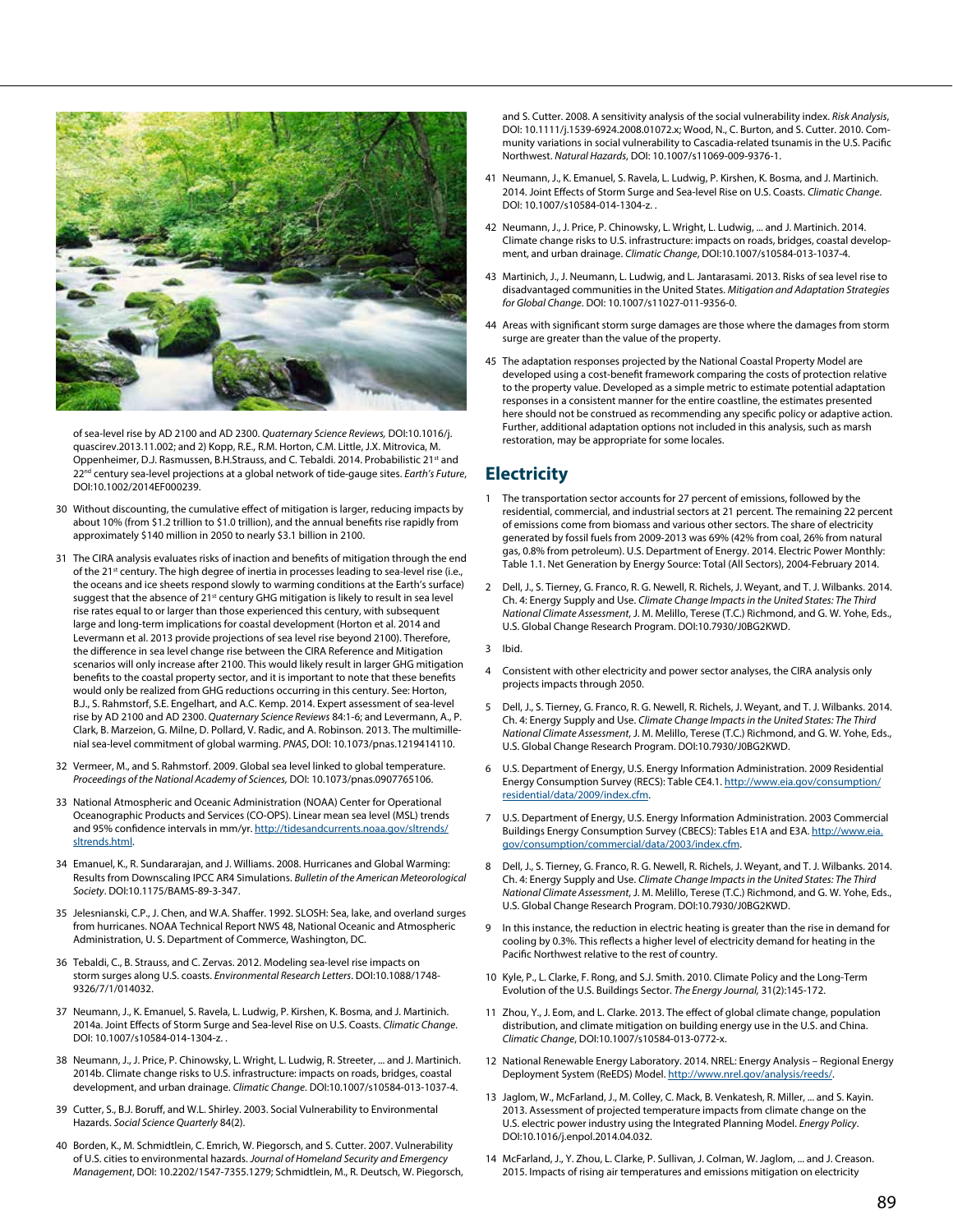of sea-level rise by AD 2100 and AD 2300. *Quaternary Science Reviews,* DOI:10.1016/j.quascirev.2013.11.002; and 2) Kopp, R.E., R.M. Horton, C.M. Little, J.X. Mitrovica, M. Oppenheimer, D.J. Rasmussen, B.H.Strauss, and C. Tebaldi. 2014. Probabilistic 21st and 22nd century sea-level projections at a global network of tide-gauge sites. *Earth's Future*, DOI:10.1002/2014EF000239.

30 Without discounting, the cumulative effect of mitigation is larger, reducing impacts by about 10% (from $1.2 trillion to $1.0 trillion), and the annual benefits rise rapidly from approximately $140 million in 2050 to nearly $3.1 billion in 2100.

31 The CIRA analysis evaluates risks of inaction and benefits of mitigation through the end of the 21st century. The high degree of inertia in processes leading to sea-level rise (i.e., the oceans and ice sheets respond slowly to warming conditions at the Earth's surface) suggest that the absence of 21st century GHG mitigation is likely to result in sea level rise rates equal to or larger than those experienced this century, with subsequent large and long-term implications for coastal development (Horton et al. 2014 and Levermann et al. 2013 provide projections of sea level rise beyond 2100). Therefore, the difference in sea level change rise between the CIRA Reference and Mitigation scenarios will only increase after 2100. This would likely result in larger GHG mitigation benefits to the coastal property sector, and it is important to note that these benefits would only be realized from GHG reductions occurring in this century. See: Horton, B.J., S. Rahmstorf, S.E. Engelhart, and A.C. Kemp. 2014. Expert assessment of sea-level rise by AD 2100 and AD 2300. *Quaternary Science Reviews* 84:1-6; and Levermann, A., P. Clark, B. Marzeion, G. Milne, D. Pollard, V. Radic, and A. Robinson. 2013. The multimillennial sea-level commitment of global warming. *PNAS*, DOI: 10.1073/pnas.1219414110.

32 Vermeer, M., and S. Rahmstorf. 2009. Global sea level linked to global temperature. *Proceedings of the National Academy of Sciences,* DOI: 10.1073/pnas.0907765106.

33 National Atmospheric and Oceanic Administration (NOAA) Center for Operational Oceanographic Products and Services (CO-OPS). Linear mean sea level (MSL) trends and 95% confidence intervals in mm/yr. http://tidesandcurrents.noaa.gov/sltrends/sltrends.html.

34 Emanuel, K., R. Sundararajan, and J. Williams. 2008. Hurricanes and Global Warming: Results from Downscaling IPCC AR4 Simulations. *Bulletin of the American Meteorological Society*. DOI:10.1175/BAMS-89-3-347.

35 Jelesnianski, C.P., J. Chen, and W.A. Shaffer. 1992. SLOSH: Sea, lake, and overland surges from hurricanes. NOAA Technical Report NWS 48, National Oceanic and Atmospheric Administration, U. S. Department of Commerce, Washington, DC.

36 Tebaldi, C., B. Strauss, and C. Zervas. 2012. Modeling sea-level rise impacts on storm surges along U.S. coasts. *Environmental Research Letters*. DOI:10.1088/1748-9326/7/1/014032.

37 Neumann, J., K. Emanuel, S. Ravela, L. Ludwig, P. Kirshen, K. Bosma, and J. Martinich. 2014a. Joint Effects of Storm Surge and Sea-level Rise on U.S. Coasts. *Climatic Change*. DOI: 10.1007/s10584-014-1304-z. .

38 Neumann, J., J. Price, P. Chinowsky, L. Wright, L. Ludwig, R. Streeter, ... and J. Martinich. 2014b. Climate change risks to U.S. infrastructure: impacts on roads, bridges, coastal development, and urban drainage. *Climatic Change*. DOI:10.1007/s10584-013-1037-4.

39 Cutter, S., B.J. Boruff, and W.L. Shirley. 2003. Social Vulnerability to Environmental Hazards. *Social Science Quarterly* 84(2).

40 Borden, K., M. Schmidtlein, C. Emrich, W. Piegorsch, and S. Cutter. 2007. Vulnerability of U.S. cities to environmental hazards. *Journal of Homeland Security and Emergency Management*, DOI: 10.2202/1547-7355.1279; Schmidtlein, M., R. Deutsch, W. Piegorsch, and S. Cutter. 2008. A sensitivity analysis of the social vulnerability index. *Risk Analysis*, DOI: 10.1111/j.1539-6924.2008.01072.x; Wood, N., C. Burton, and S. Cutter. 2010. Community variations in social vulnerability to Cascadia-related tsunamis in the U.S. Pacific Northwest. *Natural Hazards*, DOI: 10.1007/s11069-009-9376-1.

41 Neumann, J., K. Emanuel, S. Ravela, L. Ludwig, P. Kirshen, K. Bosma, and J. Martinich. 2014. Joint Effects of Storm Surge and Sea-level Rise on U.S. Coasts. *Climatic Change*. DOI: 10.1007/s10584-014-1304-z. .

42 Neumann, J., J. Price, P. Chinowsky, L. Wright, L. Ludwig, ... and J. Martinich. 2014. Climate change risks to U.S. infrastructure: impacts on roads, bridges, coastal development, and urban drainage. *Climatic Change*, DOI:10.1007/s10584-013-1037-4.

43 Martinich, J., J. Neumann, L. Ludwig, and L. Jantarasami. 2013. Risks of sea level rise to disadvantaged communities in the United States. *Mitigation and Adaptation Strategies for Global Change*. DOI: 10.1007/s11027-011-9356-0.

44 Areas with significant storm surge damages are those where the damages from storm surge are greater than the value of the property.

45 The adaptation responses projected by the National Coastal Property Model are developed using a cost-benefit framework comparing the costs of protection relative to the property value. Developed as a simple metric to estimate potential adaptation responses in a consistent manner for the entire coastline, the estimates presented here should not be construed as recommending any specific policy or adaptive action. Further, additional adaptation options not included in this analysis, such as marsh restoration, may be appropriate for some locales.

## Electricity

1 The transportation sector accounts for 27 percent of emissions, followed by the residential, commercial, and industrial sectors at 21 percent. The remaining 22 percent of emissions come from biomass and various other sectors. The share of electricity generated by fossil fuels from 2009-2013 was 69% (42% from coal, 26% from natural gas, 0.8% from petroleum). U.S. Department of Energy. 2014. Electric Power Monthly: Table 1.1. Net Generation by Energy Source: Total (All Sectors), 2004-February 2014.

2 Dell, J., S. Tierney, G. Franco, R. G. Newell, R. Richels, J. Weyant, and T. J. Wilbanks. 2014. Ch. 4: Energy Supply and Use. *Climate Change Impacts in the United States: The Third National Climate Assessment*, J. M. Melillo, Terese (T.C.) Richmond, and G. W. Yohe, Eds., U.S. Global Change Research Program. DOI:10.7930/J0BG2KWD.

3 Ibid.

4 Consistent with other electricity and power sector analyses, the CIRA analysis only projects impacts through 2050.

5 Dell, J., S. Tierney, G. Franco, R. G. Newell, R. Richels, J. Weyant, and T. J. Wilbanks. 2014. Ch. 4: Energy Supply and Use. *Climate Change Impacts in the United States: The Third National Climate Assessment*, J. M. Melillo, Terese (T.C.) Richmond, and G. W. Yohe, Eds., U.S. Global Change Research Program. DOI:10.7930/J0BG2KWD.

6 U.S. Department of Energy, U.S. Energy Information Administration. 2009 Residential Energy Consumption Survey (RECS): Table CE4.1. http://www.eia.gov/consumption/residential/data/2009/index.cfm.

7 U.S. Department of Energy, U.S. Energy Information Administration. 2003 Commercial Buildings Energy Consumption Survey (CBECS): Tables E1A and E3A. http://www.eia.gov/consumption/commercial/data/2003/index.cfm.

8 Dell, J., S. Tierney, G. Franco, R. G. Newell, R. Richels, J. Weyant, and T. J. Wilbanks. 2014. Ch. 4: Energy Supply and Use. *Climate Change Impacts in the United States: The Third National Climate Assessment*, J. M. Melillo, Terese (T.C.) Richmond, and G. W. Yohe, Eds., U.S. Global Change Research Program. DOI:10.7930/J0BG2KWD.

9 In this instance, the reduction in electric heating is greater than the rise in demand for cooling by 0.3%. This reflects a higher level of electricity demand for heating in the Pacific Northwest relative to the rest of country.

10 Kyle, P., L. Clarke, F. Rong, and S.J. Smith. 2010. Climate Policy and the Long-Term Evolution of the U.S. Buildings Sector. *The Energy Journal,* 31(2):145-172.

11 Zhou, Y., J. Eom, and L. Clarke. 2013. The effect of global climate change, population distribution, and climate mitigation on building energy use in the U.S. and China. *Climatic Change*, DOI:10.1007/s10584-013-0772-x.

12 National Renewable Energy Laboratory. 2014. NREL: Energy Analysis – Regional Energy Deployment System (ReEDS) Model. http://www.nrel.gov/analysis/reeds/.

13 Jaglom, W., McFarland, J., M. Colley, C. Mack, B. Venkatesh, R. Miller, ... and S. Kayin. 2013. Assessment of projected temperature impacts from climate change on the U.S. electric power industry using the Integrated Planning Model. *Energy Policy*. DOI:10.1016/j.enpol.2014.04.032.

14 McFarland, J., Y. Zhou, L. Clarke, P. Sullivan, J. Colman, W. Jaglom, ... and J. Creason. 2015. Impacts of rising air temperatures and emissions mitigation on electricity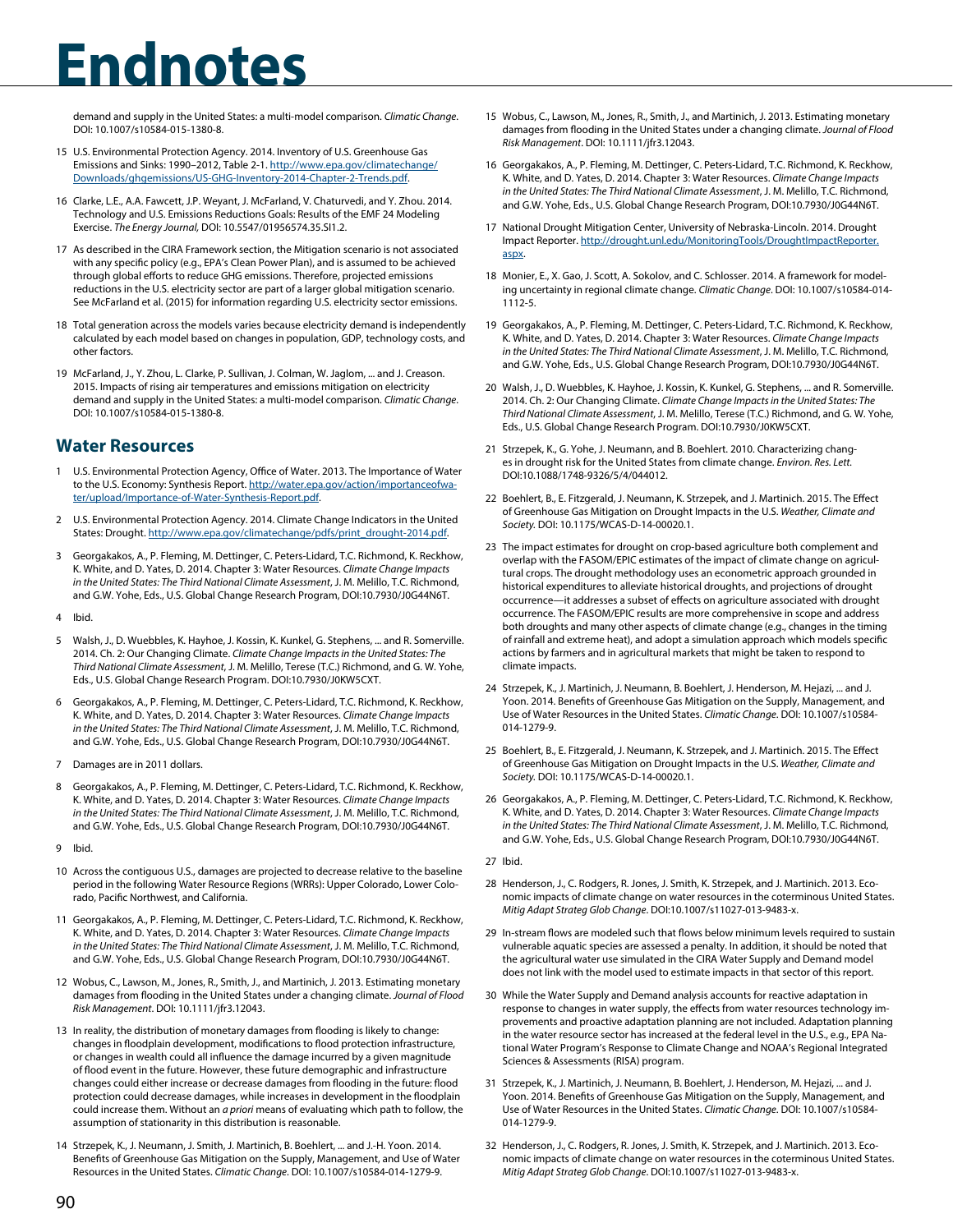# Endnotes

demand and supply in the United States: a multi-model comparison. *Climatic Change*. DOI: 10.1007/s10584-015-1380-8.

15 U.S. Environmental Protection Agency. 2014. Inventory of U.S. Greenhouse Gas Emissions and Sinks: 1990–2012, Table 2-1. http://www.epa.gov/climatechange/Downloads/ghgemissions/US-GHG-Inventory-2014-Chapter-2-Trends.pdf.

16 Clarke, L.E., A.A. Fawcett, J.P. Weyant, J. McFarland, V. Chaturvedi, and Y. Zhou. 2014. Technology and U.S. Emissions Reductions Goals: Results of the EMF 24 Modeling Exercise. *The Energy Journal*, DOI: 10.5547/01956574.35.SI1.2.

17 As described in the CIRA Framework section, the Mitigation scenario is not associated with any specific policy (e.g., EPA's Clean Power Plan), and is assumed to be achieved through global efforts to reduce GHG emissions. Therefore, projected emissions reductions in the U.S. electricity sector are part of a larger global mitigation scenario. See McFarland et al. (2015) for information regarding U.S. electricity sector emissions.

18 Total generation across the models varies because electricity demand is independently calculated by each model based on changes in population, GDP, technology costs, and other factors.

19 McFarland, J., Y. Zhou, L. Clarke, P. Sullivan, J. Colman, W. Jaglom, ... and J. Creason. 2015. Impacts of rising air temperatures and emissions mitigation on electricity demand and supply in the United States: a multi-model comparison. *Climatic Change*. DOI: 10.1007/s10584-015-1380-8.

## Water Resources

1 U.S. Environmental Protection Agency, Office of Water. 2013. The Importance of Water to the U.S. Economy: Synthesis Report. http://water.epa.gov/action/importanceofwater/upload/Importance-of-Water-Synthesis-Report.pdf.

2 U.S. Environmental Protection Agency. 2014. Climate Change Indicators in the United States: Drought. http://www.epa.gov/climatechange/pdfs/print_drought-2014.pdf.

3 Georgakakos, A., P. Fleming, M. Dettinger, C. Peters-Lidard, T.C. Richmond, K. Reckhow, K. White, and D. Yates, D. 2014. Chapter 3: Water Resources. *Climate Change Impacts in the United States: The Third National Climate Assessment*, J. M. Melillo, T.C. Richmond, and G.W. Yohe, Eds., U.S. Global Change Research Program, DOI:10.7930/J0G44N6T.

4 Ibid.

5 Walsh, J., D. Wuebbles, K. Hayhoe, J. Kossin, K. Kunkel, G. Stephens, ... and R. Somerville. 2014. Ch. 2: Our Changing Climate. *Climate Change Impacts in the United States: The Third National Climate Assessment*, J. M. Melillo, Terese (T.C.) Richmond, and G. W. Yohe, Eds., U.S. Global Change Research Program. DOI:10.7930/J0KW5CXT.

6 Georgakakos, A., P. Fleming, M. Dettinger, C. Peters-Lidard, T.C. Richmond, K. Reckhow, K. White, and D. Yates, D. 2014. Chapter 3: Water Resources. *Climate Change Impacts in the United States: The Third National Climate Assessment*, J. M. Melillo, T.C. Richmond, and G.W. Yohe, Eds., U.S. Global Change Research Program, DOI:10.7930/J0G44N6T.

7 Damages are in 2011 dollars.

8 Georgakakos, A., P. Fleming, M. Dettinger, C. Peters-Lidard, T.C. Richmond, K. Reckhow, K. White, and D. Yates, D. 2014. Chapter 3: Water Resources. *Climate Change Impacts in the United States: The Third National Climate Assessment*, J. M. Melillo, T.C. Richmond, and G.W. Yohe, Eds., U.S. Global Change Research Program, DOI:10.7930/J0G44N6T.

9 Ibid.

10 Across the contiguous U.S., damages are projected to decrease relative to the baseline period in the following Water Resource Regions (WRRs): Upper Colorado, Lower Colorado, Pacific Northwest, and California.

11 Georgakakos, A., P. Fleming, M. Dettinger, C. Peters-Lidard, T.C. Richmond, K. Reckhow, K. White, and D. Yates, D. 2014. Chapter 3: Water Resources. *Climate Change Impacts in the United States: The Third National Climate Assessment*, J. M. Melillo, T.C. Richmond, and G.W. Yohe, Eds., U.S. Global Change Research Program, DOI:10.7930/J0G44N6T.

12 Wobus, C., Lawson, M., Jones, R., Smith, J., and Martinich, J. 2013. Estimating monetary damages from flooding in the United States under a changing climate. *Journal of Flood Risk Management*. DOI: 10.1111/jfr3.12043.

13 In reality, the distribution of monetary damages from flooding is likely to change: changes in floodplain development, modifications to flood protection infrastructure, or changes in wealth could all influence the damage incurred by a given magnitude of flood event in the future. However, these future demographic and infrastructure changes could either increase or decrease damages from flooding in the future: flood protection could decrease damages, while increases in development in the floodplain could increase them. Without an *a priori* means of evaluating which path to follow, the assumption of stationarity in this distribution is reasonable.

14 Strzepek, K., J. Neumann, J. Smith, J. Martinich, B. Boehlert, ... and J.-H. Yoon. 2014. Benefits of Greenhouse Gas Mitigation on the Supply, Management, and Use of Water Resources in the United States. *Climatic Change*. DOI: 10.1007/s10584-014-1279-9.

15 Wobus, C., Lawson, M., Jones, R., Smith, J., and Martinich, J. 2013. Estimating monetary damages from flooding in the United States under a changing climate. *Journal of Flood Risk Management*. DOI: 10.1111/jfr3.12043.

16 Georgakakos, A., P. Fleming, M. Dettinger, C. Peters-Lidard, T.C. Richmond, K. Reckhow, K. White, and D. Yates, D. 2014. Chapter 3: Water Resources. *Climate Change Impacts in the United States: The Third National Climate Assessment*, J. M. Melillo, T.C. Richmond, and G.W. Yohe, Eds., U.S. Global Change Research Program, DOI:10.7930/J0G44N6T.

17 National Drought Mitigation Center, University of Nebraska-Lincoln. 2014. Drought Impact Reporter. http://drought.unl.edu/MonitoringTools/DroughtImpactReporter.aspx.

18 Monier, E., X. Gao, J. Scott, A. Sokolov, and C. Schlosser. 2014. A framework for modeling uncertainty in regional climate change. *Climatic Change*. DOI: 10.1007/s10584-014-1112-5.

19 Georgakakos, A., P. Fleming, M. Dettinger, C. Peters-Lidard, T.C. Richmond, K. Reckhow, K. White, and D. Yates, D. 2014. Chapter 3: Water Resources. *Climate Change Impacts in the United States: The Third National Climate Assessment*, J. M. Melillo, T.C. Richmond, and G.W. Yohe, Eds., U.S. Global Change Research Program, DOI:10.7930/J0G44N6T.

20 Walsh, J., D. Wuebbles, K. Hayhoe, J. Kossin, K. Kunkel, G. Stephens, ... and R. Somerville. 2014. Ch. 2: Our Changing Climate. *Climate Change Impacts in the United States: The Third National Climate Assessment*, J. M. Melillo, Terese (T.C.) Richmond, and G. W. Yohe, Eds., U.S. Global Change Research Program. DOI:10.7930/J0KW5CXT.

21 Strzepek, K., G. Yohe, J. Neumann, and B. Boehlert. 2010. Characterizing changes in drought risk for the United States from climate change. *Environ. Res. Lett.* DOI:10.1088/1748-9326/5/4/044012.

22 Boehlert, B., E. Fitzgerald, J. Neumann, K. Strzepek, and J. Martinich. 2015. The Effect of Greenhouse Gas Mitigation on Drought Impacts in the U.S. *Weather, Climate and Society.* DOI: 10.1175/WCAS-D-14-00020.1.

23 The impact estimates for drought on crop-based agriculture both complement and overlap with the FASOM/EPIC estimates of the impact of climate change on agricultural crops. The drought methodology uses an econometric approach grounded in historical expenditures to alleviate historical droughts, and projections of drought occurrence—it addresses a subset of effects on agriculture associated with drought occurrence. The FASOM/EPIC results are more comprehensive in scope and address both droughts and many other aspects of climate change (e.g., changes in the timing of rainfall and extreme heat), and adopt a simulation approach which models specific actions by farmers and in agricultural markets that might be taken to respond to climate impacts.

24 Strzepek, K., J. Martinich, J. Neumann, B. Boehlert, J. Henderson, M. Hejazi, ... and J. Yoon. 2014. Benefits of Greenhouse Gas Mitigation on the Supply, Management, and Use of Water Resources in the United States. *Climatic Change*. DOI: 10.1007/s10584-014-1279-9.

25 Boehlert, B., E. Fitzgerald, J. Neumann, K. Strzepek, and J. Martinich. 2015. The Effect of Greenhouse Gas Mitigation on Drought Impacts in the U.S. *Weather, Climate and Society.* DOI: 10.1175/WCAS-D-14-00020.1.

26 Georgakakos, A., P. Fleming, M. Dettinger, C. Peters-Lidard, T.C. Richmond, K. Reckhow, K. White, and D. Yates, D. 2014. Chapter 3: Water Resources. *Climate Change Impacts in the United States: The Third National Climate Assessment*, J. M. Melillo, T.C. Richmond, and G.W. Yohe, Eds., U.S. Global Change Research Program, DOI:10.7930/J0G44N6T.

27 Ibid.

28 Henderson, J., C. Rodgers, R. Jones, J. Smith, K. Strzepek, and J. Martinich. 2013. Economic impacts of climate change on water resources in the coterminous United States. *Mitig Adapt Strateg Glob Change*. DOI:10.1007/s11027-013-9483-x.

29 In-stream flows are modeled such that flows below minimum levels required to sustain vulnerable aquatic species are assessed a penalty. In addition, it should be noted that the agricultural water use simulated in the CIRA Water Supply and Demand model does not link with the model used to estimate impacts in that sector of this report.

30 While the Water Supply and Demand analysis accounts for reactive adaptation in response to changes in water supply, the effects from water resources technology improvements and proactive adaptation planning are not included. Adaptation planning in the water resource sector has increased at the federal level in the U.S., e.g., EPA National Water Program's Response to Climate Change and NOAA's Regional Integrated Sciences & Assessments (RISA) program.

31 Strzepek, K., J. Martinich, J. Neumann, B. Boehlert, J. Henderson, M. Hejazi, ... and J. Yoon. 2014. Benefits of Greenhouse Gas Mitigation on the Supply, Management, and Use of Water Resources in the United States. *Climatic Change*. DOI: 10.1007/s10584-014-1279-9.

32 Henderson, J., C. Rodgers, R. Jones, J. Smith, K. Strzepek, and J. Martinich. 2013. Economic impacts of climate change on water resources in the coterminous United States. *Mitig Adapt Strateg Glob Change*. DOI:10.1007/s11027-013-9483-x.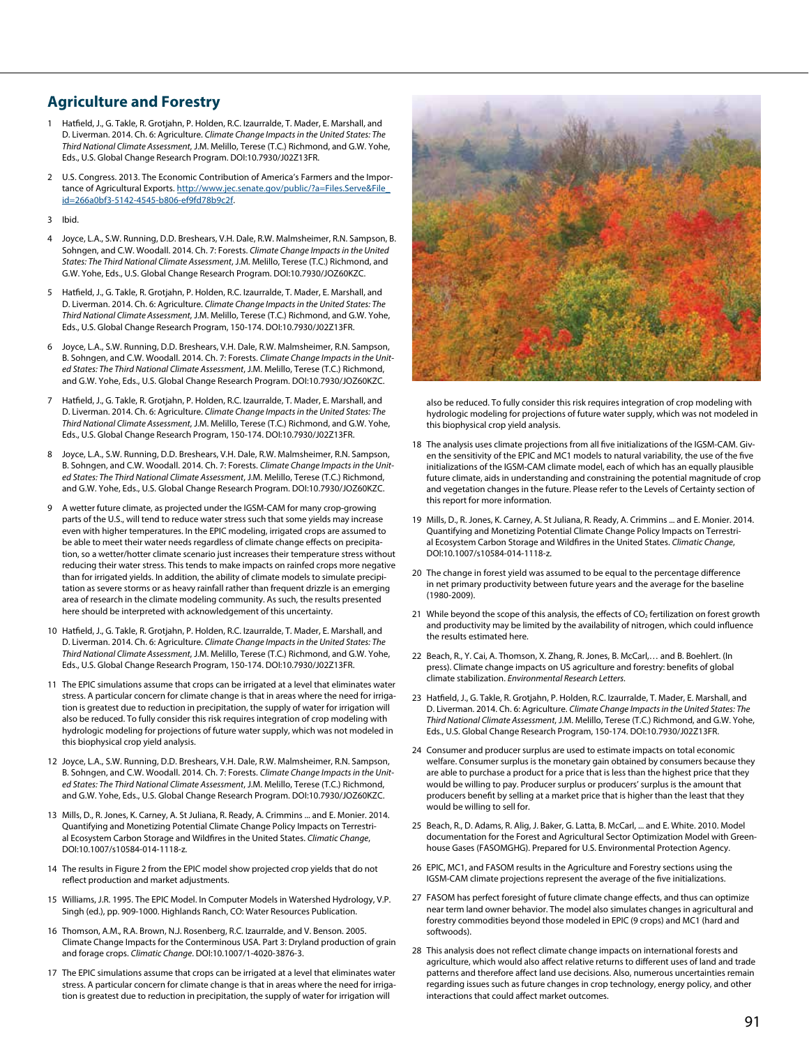## Agriculture and Forestry

1. Hatfield, J., G. Takle, R. Grotjahn, P. Holden, R.C. Izaurralde, T. Mader, E. Marshall, and D. Liverman. 2014. Ch. 6: Agriculture. *Climate Change Impacts in the United States: The Third National Climate Assessment*, J.M. Melillo, Terese (T.C.) Richmond, and G.W. Yohe, Eds., U.S. Global Change Research Program. DOI:10.7930/J02Z13FR.

2. U.S. Congress. 2013. The Economic Contribution of America's Farmers and the Importance of Agricultural Exports. http://www.jec.senate.gov/public/?a=Files.Serve&File_id=266a0bf3-5142-4545-b806-ef9fd78b9c2f.

3. Ibid.

4. Joyce, L.A., S.W. Running, D.D. Breshears, V.H. Dale, R.W. Malmsheimer, R.N. Sampson, B. Sohngen, and C.W. Woodall. 2014. Ch. 7: Forests. *Climate Change Impacts in the United States: The Third National Climate Assessment*, J.M. Melillo, Terese (T.C.) Richmond, and G.W. Yohe, Eds., U.S. Global Change Research Program. DOI:10.7930/JOZ60KZC.

5. Hatfield, J., G. Takle, R. Grotjahn, P. Holden, R.C. Izaurralde, T. Mader, E. Marshall, and D. Liverman. 2014. Ch. 6: Agriculture. *Climate Change Impacts in the United States: The Third National Climate Assessment*, J.M. Melillo, Terese (T.C.) Richmond, and G.W. Yohe, Eds., U.S. Global Change Research Program, 150-174. DOI:10.7930/J02Z13FR.

6. Joyce, L.A., S.W. Running, D.D. Breshears, V.H. Dale, R.W. Malmsheimer, R.N. Sampson, B. Sohngen, and C.W. Woodall. 2014. Ch. 7: Forests. *Climate Change Impacts in the United States: The Third National Climate Assessment*, J.M. Melillo, Terese (T.C.) Richmond, and G.W. Yohe, Eds., U.S. Global Change Research Program. DOI:10.7930/JOZ60KZC.

7. Hatfield, J., G. Takle, R. Grotjahn, P. Holden, R.C. Izaurralde, T. Mader, E. Marshall, and D. Liverman. 2014. Ch. 6: Agriculture. *Climate Change Impacts in the United States: The Third National Climate Assessment*, J.M. Melillo, Terese (T.C.) Richmond, and G.W. Yohe, Eds., U.S. Global Change Research Program, 150-174. DOI:10.7930/J02Z13FR.

8. Joyce, L.A., S.W. Running, D.D. Breshears, V.H. Dale, R.W. Malmsheimer, R.N. Sampson, B. Sohngen, and C.W. Woodall. 2014. Ch. 7: Forests. *Climate Change Impacts in the United States: The Third National Climate Assessment*, J.M. Melillo, Terese (T.C.) Richmond, and G.W. Yohe, Eds., U.S. Global Change Research Program. DOI:10.7930/JOZ60KZC.

9. A wetter future climate, as projected under the IGSM-CAM for many crop-growing parts of the U.S., will tend to reduce water stress such that some yields may increase even with higher temperatures. In the EPIC modeling, irrigated crops are assumed to be able to meet their water needs regardless of climate change effects on precipitation, so a wetter/hotter climate scenario just increases their temperature stress without reducing their water stress. This tends to make impacts on rainfed crops more negative than for irrigated yields. In addition, the ability of climate models to simulate precipitation as severe storms or as heavy rainfall rather than frequent drizzle is an emerging area of research in the climate modeling community. As such, the results presented here should be interpreted with acknowledgement of this uncertainty.

10. Hatfield, J., G. Takle, R. Grotjahn, P. Holden, R.C. Izaurralde, T. Mader, E. Marshall, and D. Liverman. 2014. Ch. 6: Agriculture. *Climate Change Impacts in the United States: The Third National Climate Assessment*, J.M. Melillo, Terese (T.C.) Richmond, and G.W. Yohe, Eds., U.S. Global Change Research Program, 150-174. DOI:10.7930/J02Z13FR.

11. The EPIC simulations assume that crops can be irrigated at a level that eliminates water stress. A particular concern for climate change is that in areas where the need for irrigation is greatest due to reduction in precipitation, the supply of water for irrigation will also be reduced. To fully consider this risk requires integration of crop modeling with hydrologic modeling for projections of future water supply, which was not modeled in this biophysical crop yield analysis.

12. Joyce, L.A., S.W. Running, D.D. Breshears, V.H. Dale, R.W. Malmsheimer, R.N. Sampson, B. Sohngen, and C.W. Woodall. 2014. Ch. 7: Forests. *Climate Change Impacts in the United States: The Third National Climate Assessment*, J.M. Melillo, Terese (T.C.) Richmond, and G.W. Yohe, Eds., U.S. Global Change Research Program. DOI:10.7930/JOZ60KZC.

13. Mills, D., R. Jones, K. Carney, A. St Juliana, R. Ready, A. Crimmins ... and E. Monier. 2014. Quantifying and Monetizing Potential Climate Change Policy Impacts on Terrestrial Ecosystem Carbon Storage and Wildfires in the United States. *Climatic Change*, DOI:10.1007/s10584-014-1118-z.

14. The results in Figure 2 from the EPIC model show projected crop yields that do not reflect production and market adjustments.

15. Williams, J.R. 1995. The EPIC Model. In Computer Models in Watershed Hydrology, V.P. Singh (ed.), pp. 909-1000. Highlands Ranch, CO: Water Resources Publication.

16. Thomson, A.M., R.A. Brown, N.J. Rosenberg, R.C. Izaurralde, and V. Benson. 2005. Climate Change Impacts for the Conterminous USA. Part 3: Dryland production of grain and forage crops. *Climatic Change*. DOI:10.1007/1-4020-3876-3.

17. The EPIC simulations assume that crops can be irrigated at a level that eliminates water stress. A particular concern for climate change is that in areas where the need for irrigation is greatest due to reduction in precipitation, the supply of water for irrigation will also be reduced. To fully consider this risk requires integration of crop modeling with hydrologic modeling for projections of future water supply, which was not modeled in this biophysical crop yield analysis.

18. The analysis uses climate projections from all five initializations of the IGSM-CAM. Given the sensitivity of the EPIC and MC1 models to natural variability, the use of the five initializations of the IGSM-CAM climate model, each of which has an equally plausible future climate, aids in understanding and constraining the potential magnitude of crop and vegetation changes in the future. Please refer to the Levels of Certainty section of this report for more information.

19. Mills, D., R. Jones, K. Carney, A. St Juliana, R. Ready, A. Crimmins ... and E. Monier. 2014. Quantifying and Monetizing Potential Climate Change Policy Impacts on Terrestrial Ecosystem Carbon Storage and Wildfires in the United States. *Climatic Change*, DOI:10.1007/s10584-014-1118-z.

20. The change in forest yield was assumed to be equal to the percentage difference in net primary productivity between future years and the average for the baseline (1980-2009).

21. While beyond the scope of this analysis, the effects of $CO_2$ fertilization on forest growth and productivity may be limited by the availability of nitrogen, which could influence the results estimated here.

22. Beach, R., Y. Cai, A. Thomson, X. Zhang, R. Jones, B. McCarl,… and B. Boehlert. (In press). Climate change impacts on US agriculture and forestry: benefits of global climate stabilization. *Environmental Research Letters*.

23. Hatfield, J., G. Takle, R. Grotjahn, P. Holden, R.C. Izaurralde, T. Mader, E. Marshall, and D. Liverman. 2014. Ch. 6: Agriculture. *Climate Change Impacts in the United States: The Third National Climate Assessment*, J.M. Melillo, Terese (T.C.) Richmond, and G.W. Yohe, Eds., U.S. Global Change Research Program, 150-174. DOI:10.7930/J02Z13FR.

24. Consumer and producer surplus are used to estimate impacts on total economic welfare. Consumer surplus is the monetary gain obtained by consumers because they are able to purchase a product for a price that is less than the highest price that they would be willing to pay. Producer surplus or producers' surplus is the amount that producers benefit by selling at a market price that is higher than the least that they would be willing to sell for.

25. Beach, R., D. Adams, R. Alig, J. Baker, G. Latta, B. McCarl, ... and E. White. 2010. Model documentation for the Forest and Agricultural Sector Optimization Model with Greenhouse Gases (FASOMGHG). Prepared for U.S. Environmental Protection Agency.

26. EPIC, MC1, and FASOM results in the Agriculture and Forestry sections using the IGSM-CAM climate projections represent the average of the five initializations.

27. FASOM has perfect foresight of future climate change effects, and thus can optimize near term land owner behavior. The model also simulates changes in agricultural and forestry commodities beyond those modeled in EPIC (9 crops) and MC1 (hard and softwoods).

28. This analysis does not reflect climate change impacts on international forests and agriculture, which would also affect relative returns to different uses of land and trade patterns and therefore affect land use decisions. Also, numerous uncertainties remain regarding issues such as future changes in crop technology, energy policy, and other interactions that could affect market outcomes.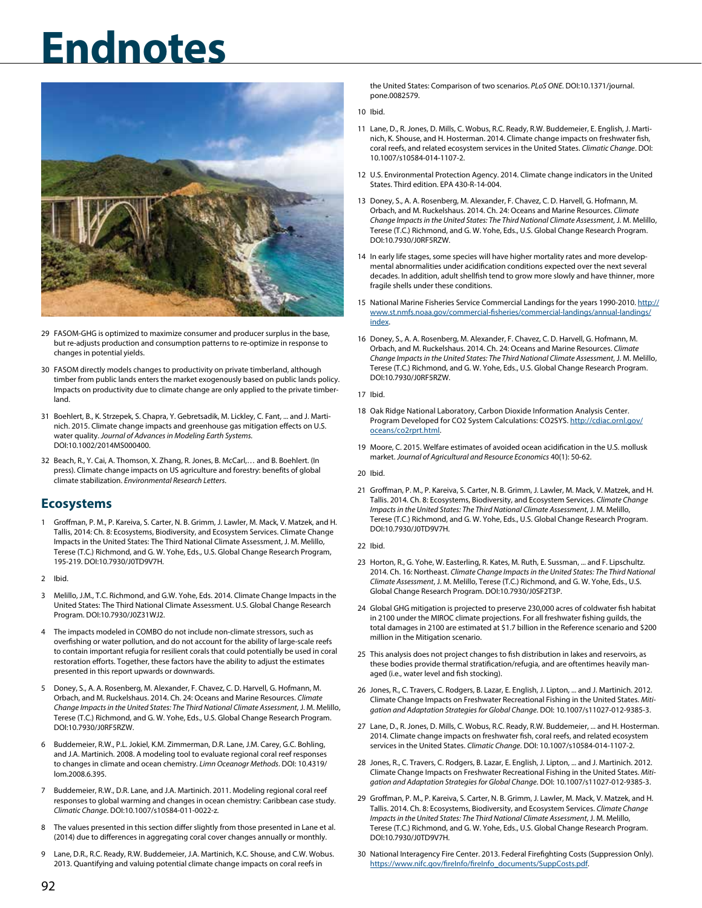# Endnotes

29 FASOM-GHG is optimized to maximize consumer and producer surplus in the base, but re-adjusts production and consumption patterns to re-optimize in response to changes in potential yields.

30 FASOM directly models changes to productivity on private timberland, although timber from public lands enters the market exogenously based on public lands policy. Impacts on productivity due to climate change are only applied to the private timberland.

31 Boehlert, B., K.S. Strzepek, S. Chapra, Y. Gebretsadik, M. Lickley, C. Fant, ... and J. Martinich. 2015. Climate change impacts and greenhouse gas mitigation effects on U.S. water quality. *Journal of Advances in Modeling Earth Systems*. DOI:10.1002/2014MS000400.

32 Beach, R., Y. Cai, A. Thomson, X. Zhang, R. Jones, B. McCarl,… and B. Boehlert. (In press). Climate change impacts on US agriculture and forestry: benefits of global climate stabilization. *Environmental Research Letters*.

## Ecosystems

1 Groffman, P. M., P. Kareiva, S. Carter, N. B. Grimm, J. Lawler, M. Mack, V. Matzek, and H. Tallis, 2014: Ch. 8: Ecosystems, Biodiversity, and Ecosystem Services. Climate Change Impacts in the United States: The Third National Climate Assessment, J. M. Melillo, Terese (T.C.) Richmond, and G. W. Yohe, Eds., U.S. Global Change Research Program, 195-219. DOI:10.7930/J0TD9V7H.

2 Ibid.

3 Melillo, J.M., T.C. Richmond, and G.W. Yohe, Eds. 2014. Climate Change Impacts in the United States: The Third National Climate Assessment. U.S. Global Change Research Program. DOI:10.7930/J0Z31WJ2.

4 The impacts modeled in COMBO do not include non-climate stressors, such as overfishing or water pollution, and do not account for the ability of large-scale reefs to contain important refugia for resilient corals that could potentially be used in coral restoration efforts. Together, these factors have the ability to adjust the estimates presented in this report upwards or downwards.

5 Doney, S., A. A. Rosenberg, M. Alexander, F. Chavez, C. D. Harvell, G. Hofmann, M. Orbach, and M. Ruckelshaus. 2014. Ch. 24: Oceans and Marine Resources. *Climate Change Impacts in the United States: The Third National Climate Assessment*, J. M. Melillo, Terese (T.C.) Richmond, and G. W. Yohe, Eds., U.S. Global Change Research Program. DOI:10.7930/J0RF5RZW.

6 Buddemeier, R.W., P.L. Jokiel, K.M. Zimmerman, D.R. Lane, J.M. Carey, G.C. Bohling, and J.A. Martinich. 2008. A modeling tool to evaluate regional coral reef responses to changes in climate and ocean chemistry. *Limn Oceanogr Methods*. DOI: 10.4319/lom.2008.6.395.

7 Buddemeier, R.W., D.R. Lane, and J.A. Martinich. 2011. Modeling regional coral reef responses to global warming and changes in ocean chemistry: Caribbean case study. *Climatic Change*. DOI:10.1007/s10584-011-0022-z.

8 The values presented in this section differ slightly from those presented in Lane et al. (2014) due to differences in aggregating coral cover changes annually or monthly.

9 Lane, D.R., R.C. Ready, R.W. Buddemeier, J.A. Martinich, K.C. Shouse, and C.W. Wobus. 2013. Quantifying and valuing potential climate change impacts on coral reefs in the United States: Comparison of two scenarios. *PLoS ONE*. DOI:10.1371/journal.pone.0082579.

10 Ibid.

11 Lane, D., R. Jones, D. Mills, C. Wobus, R.C. Ready, R.W. Buddemeier, E. English, J. Martinich, K. Shouse, and H. Hosterman. 2014. Climate change impacts on freshwater fish, coral reefs, and related ecosystem services in the United States. *Climatic Change*. DOI: 10.1007/s10584-014-1107-2.

12 U.S. Environmental Protection Agency. 2014. Climate change indicators in the United States. Third edition. EPA 430-R-14-004.

13 Doney, S., A. A. Rosenberg, M. Alexander, F. Chavez, C. D. Harvell, G. Hofmann, M. Orbach, and M. Ruckelshaus. 2014. Ch. 24: Oceans and Marine Resources. *Climate Change Impacts in the United States: The Third National Climate Assessment*, J. M. Melillo, Terese (T.C.) Richmond, and G. W. Yohe, Eds., U.S. Global Change Research Program. DOI:10.7930/J0RF5RZW.

14 In early life stages, some species will have higher mortality rates and more developmental abnormalities under acidification conditions expected over the next several decades. In addition, adult shellfish tend to grow more slowly and have thinner, more fragile shells under these conditions.

15 National Marine Fisheries Service Commercial Landings for the years 1990-2010. http://www.st.nmfs.noaa.gov/commercial-fisheries/commercial-landings/annual-landings/index.

16 Doney, S., A. A. Rosenberg, M. Alexander, F. Chavez, C. D. Harvell, G. Hofmann, M. Orbach, and M. Ruckelshaus. 2014. Ch. 24: Oceans and Marine Resources. *Climate Change Impacts in the United States: The Third National Climate Assessment*, J. M. Melillo, Terese (T.C.) Richmond, and G. W. Yohe, Eds., U.S. Global Change Research Program. DOI:10.7930/J0RF5RZW.

17 Ibid.

18 Oak Ridge National Laboratory, Carbon Dioxide Information Analysis Center. Program Developed for CO2 System Calculations: CO2SYS. http://cdiac.ornl.gov/oceans/co2rprt.html.

19 Moore, C. 2015. Welfare estimates of avoided ocean acidification in the U.S. mollusk market. *Journal of Agricultural and Resource Economics* 40(1): 50-62.

20 Ibid.

21 Groffman, P. M., P. Kareiva, S. Carter, N. B. Grimm, J. Lawler, M. Mack, V. Matzek, and H. Tallis. 2014. Ch. 8: Ecosystems, Biodiversity, and Ecosystem Services. *Climate Change Impacts in the United States: The Third National Climate Assessment*, J. M. Melillo, Terese (T.C.) Richmond, and G. W. Yohe, Eds., U.S. Global Change Research Program. DOI:10.7930/J0TD9V7H.

22 Ibid.

23 Horton, R., G. Yohe, W. Easterling, R. Kates, M. Ruth, E. Sussman, ... and F. Lipschultz. 2014. Ch. 16: Northeast. *Climate Change Impacts in the United States: The Third National Climate Assessment*, J. M. Melillo, Terese (T.C.) Richmond, and G. W. Yohe, Eds., U.S. Global Change Research Program. DOI:10.7930/J0SF2T3P.

24 Global GHG mitigation is projected to preserve 230,000 acres of coldwater fish habitat in 2100 under the MIROC climate projections. For all freshwater fishing guilds, the total damages in 2100 are estimated at $1.7 billion in the Reference scenario and $200 million in the Mitigation scenario.

25 This analysis does not project changes to fish distribution in lakes and reservoirs, as these bodies provide thermal stratification/refugia, and are oftentimes heavily managed (i.e., water level and fish stocking).

26 Jones, R., C. Travers, C. Rodgers, B. Lazar, E. English, J. Lipton, ... and J. Martinich. 2012. Climate Change Impacts on Freshwater Recreational Fishing in the United States. *Mitigation and Adaptation Strategies for Global Change*. DOI: 10.1007/s11027-012-9385-3.

27 Lane, D., R. Jones, D. Mills, C. Wobus, R.C. Ready, R.W. Buddemeier, ... and H. Hosterman. 2014. Climate change impacts on freshwater fish, coral reefs, and related ecosystem services in the United States. *Climatic Change*. DOI: 10.1007/s10584-014-1107-2.

28 Jones, R., C. Travers, C. Rodgers, B. Lazar, E. English, J. Lipton, ... and J. Martinich. 2012. Climate Change Impacts on Freshwater Recreational Fishing in the United States. *Mitigation and Adaptation Strategies for Global Change*. DOI: 10.1007/s11027-012-9385-3.

29 Groffman, P. M., P. Kareiva, S. Carter, N. B. Grimm, J. Lawler, M. Mack, V. Matzek, and H. Tallis. 2014. Ch. 8: Ecosystems, Biodiversity, and Ecosystem Services. *Climate Change Impacts in the United States: The Third National Climate Assessment*, J. M. Melillo, Terese (T.C.) Richmond, and G. W. Yohe, Eds., U.S. Global Change Research Program. DOI:10.7930/J0TD9V7H.

30 National Interagency Fire Center. 2013. Federal Firefighting Costs (Suppression Only). https://www.nifc.gov/fireInfo/fireInfo_documents/SuppCosts.pdf.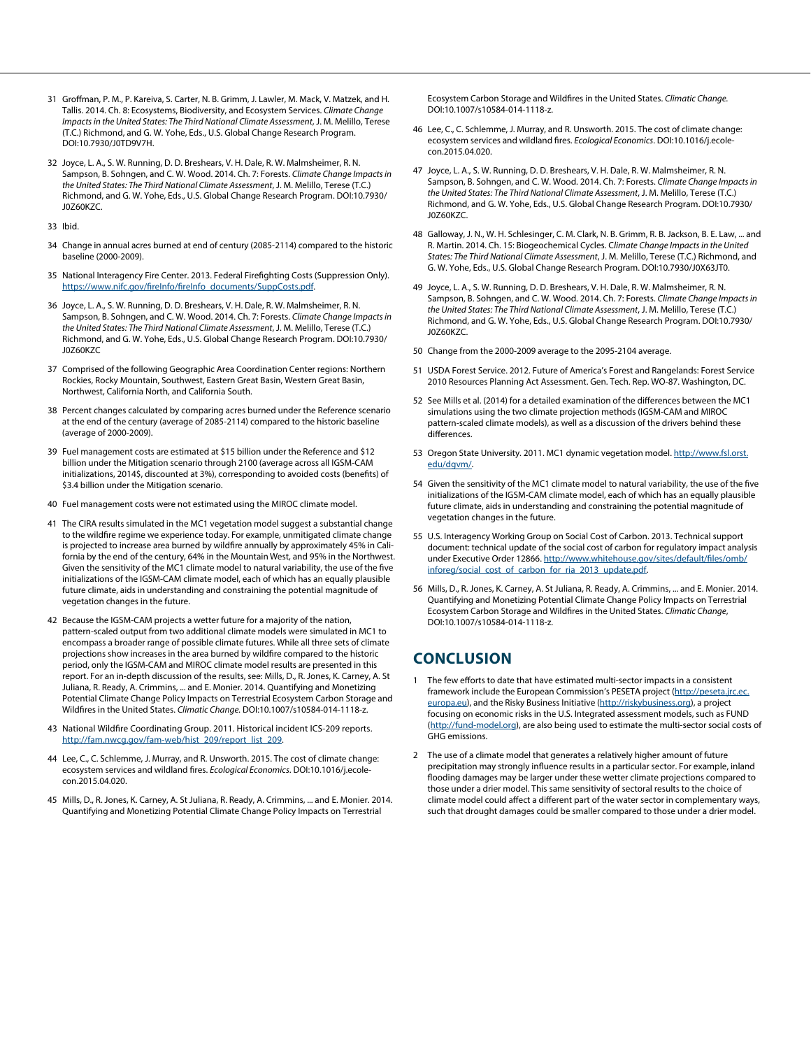31 Groffman, P. M., P. Kareiva, S. Carter, N. B. Grimm, J. Lawler, M. Mack, V. Matzek, and H. Tallis. 2014. Ch. 8: Ecosystems, Biodiversity, and Ecosystem Services. *Climate Change Impacts in the United States: The Third National Climate Assessment*, J. M. Melillo, Terese (T.C.) Richmond, and G. W. Yohe, Eds., U.S. Global Change Research Program. DOI:10.7930/J0TD9V7H.

32 Joyce, L. A., S. W. Running, D. D. Breshears, V. H. Dale, R. W. Malmsheimer, R. N. Sampson, B. Sohngen, and C. W. Wood. 2014. Ch. 7: Forests. *Climate Change Impacts in the United States: The Third National Climate Assessment*, J. M. Melillo, Terese (T.C.) Richmond, and G. W. Yohe, Eds., U.S. Global Change Research Program. DOI:10.7930/J0Z60KZC.

33 Ibid.

34 Change in annual acres burned at end of century (2085-2114) compared to the historic baseline (2000-2009).

35 National Interagency Fire Center. 2013. Federal Firefighting Costs (Suppression Only). https://www.nifc.gov/fireInfo/fireInfo_documents/SuppCosts.pdf.

36 Joyce, L. A., S. W. Running, D. D. Breshears, V. H. Dale, R. W. Malmsheimer, R. N. Sampson, B. Sohngen, and C. W. Wood. 2014. Ch. 7: Forests. *Climate Change Impacts in the United States: The Third National Climate Assessment*, J. M. Melillo, Terese (T.C.) Richmond, and G. W. Yohe, Eds., U.S. Global Change Research Program. DOI:10.7930/J0Z60KZC

37 Comprised of the following Geographic Area Coordination Center regions: Northern Rockies, Rocky Mountain, Southwest, Eastern Great Basin, Western Great Basin, Northwest, California North, and California South.

38 Percent changes calculated by comparing acres burned under the Reference scenario at the end of the century (average of 2085-2114) compared to the historic baseline (average of 2000-2009).

39 Fuel management costs are estimated at $15 billion under the Reference and $12 billion under the Mitigation scenario through 2100 (average across all IGSM-CAM initializations, 2014$, discounted at 3%), corresponding to avoided costs (benefits) of $3.4 billion under the Mitigation scenario.

40 Fuel management costs were not estimated using the MIROC climate model.

41 The CIRA results simulated in the MC1 vegetation model suggest a substantial change to the wildfire regime we experience today. For example, unmitigated climate change is projected to increase area burned by wildfire annually by approximately 45% in California by the end of the century, 64% in the Mountain West, and 95% in the Northwest. Given the sensitivity of the MC1 climate model to natural variability, the use of the five initializations of the IGSM-CAM climate model, each of which has an equally plausible future climate, aids in understanding and constraining the potential magnitude of vegetation changes in the future.

42 Because the IGSM-CAM projects a wetter future for a majority of the nation, pattern-scaled output from two additional climate models were simulated in MC1 to encompass a broader range of possible climate futures. While all three sets of climate projections show increases in the area burned by wildfire compared to the historic period, only the IGSM-CAM and MIROC climate model results are presented in this report. For an in-depth discussion of the results, see: Mills, D., R. Jones, K. Carney, A. St Juliana, R. Ready, A. Crimmins, ... and E. Monier. 2014. Quantifying and Monetizing Potential Climate Change Policy Impacts on Terrestrial Ecosystem Carbon Storage and Wildfires in the United States. *Climatic Change.* DOI:10.1007/s10584-014-1118-z.

43 National Wildfire Coordinating Group. 2011. Historical incident ICS-209 reports. http://fam.nwcg.gov/fam-web/hist_209/report_list_209.

44 Lee, C., C. Schlemme, J. Murray, and R. Unsworth. 2015. The cost of climate change: ecosystem services and wildland fires. *Ecological Economics*. DOI:10.1016/j.ecolecon.2015.04.020.

45 Mills, D., R. Jones, K. Carney, A. St Juliana, R. Ready, A. Crimmins, ... and E. Monier. 2014. Quantifying and Monetizing Potential Climate Change Policy Impacts on Terrestrial Ecosystem Carbon Storage and Wildfires in the United States. *Climatic Change.* DOI:10.1007/s10584-014-1118-z.

46 Lee, C., C. Schlemme, J. Murray, and R. Unsworth. 2015. The cost of climate change: ecosystem services and wildland fires. *Ecological Economics*. DOI:10.1016/j.ecolecon.2015.04.020.

47 Joyce, L. A., S. W. Running, D. D. Breshears, V. H. Dale, R. W. Malmsheimer, R. N. Sampson, B. Sohngen, and C. W. Wood. 2014. Ch. 7: Forests. *Climate Change Impacts in the United States: The Third National Climate Assessment*, J. M. Melillo, Terese (T.C.) Richmond, and G. W. Yohe, Eds., U.S. Global Change Research Program. DOI:10.7930/J0Z60KZC.

48 Galloway, J. N., W. H. Schlesinger, C. M. Clark, N. B. Grimm, R. B. Jackson, B. E. Law, ... and R. Martin. 2014. Ch. 15: Biogeochemical Cycles. *Climate Change Impacts in the United States: The Third National Climate Assessment*, J. M. Melillo, Terese (T.C.) Richmond, and G. W. Yohe, Eds., U.S. Global Change Research Program. DOI:10.7930/J0X63JT0.

49 Joyce, L. A., S. W. Running, D. D. Breshears, V. H. Dale, R. W. Malmsheimer, R. N. Sampson, B. Sohngen, and C. W. Wood. 2014. Ch. 7: Forests. *Climate Change Impacts in the United States: The Third National Climate Assessment*, J. M. Melillo, Terese (T.C.) Richmond, and G. W. Yohe, Eds., U.S. Global Change Research Program. DOI:10.7930/J0Z60KZC.

50 Change from the 2000-2009 average to the 2095-2104 average.

51 USDA Forest Service. 2012. Future of America's Forest and Rangelands: Forest Service 2010 Resources Planning Act Assessment. Gen. Tech. Rep. WO-87. Washington, DC.

52 See Mills et al. (2014) for a detailed examination of the differences between the MC1 simulations using the two climate projection methods (IGSM-CAM and MIROC pattern-scaled climate models), as well as a discussion of the drivers behind these differences.

53 Oregon State University. 2011. MC1 dynamic vegetation model. http://www.fsl.orst.edu/dgvm/.

54 Given the sensitivity of the MC1 climate model to natural variability, the use of the five initializations of the IGSM-CAM climate model, each of which has an equally plausible future climate, aids in understanding and constraining the potential magnitude of vegetation changes in the future.

55 U.S. Interagency Working Group on Social Cost of Carbon. 2013. Technical support document: technical update of the social cost of carbon for regulatory impact analysis under Executive Order 12866. http://www.whitehouse.gov/sites/default/files/omb/inforeg/social_cost_of_carbon_for_ria_2013_update.pdf.

56 Mills, D., R. Jones, K. Carney, A. St Juliana, R. Ready, A. Crimmins, ... and E. Monier. 2014. Quantifying and Monetizing Potential Climate Change Policy Impacts on Terrestrial Ecosystem Carbon Storage and Wildfires in the United States. *Climatic Change*, DOI:10.1007/s10584-014-1118-z.

## CONCLUSION

1 The few efforts to date that have estimated multi-sector impacts in a consistent framework include the European Commission's PESETA project (http://peseta.jrc.ec.europa.eu), and the Risky Business Initiative (http://riskybusiness.org), a project focusing on economic risks in the U.S. Integrated assessment models, such as FUND (http://fund-model.org), are also being used to estimate the multi-sector social costs of GHG emissions.

2 The use of a climate model that generates a relatively higher amount of future precipitation may strongly influence results in a particular sector. For example, inland flooding damages may be larger under these wetter climate projections compared to those under a drier model. This same sensitivity of sectoral results to the choice of climate model could affect a different part of the water sector in complementary ways, such that drought damages could be smaller compared to those under a drier model.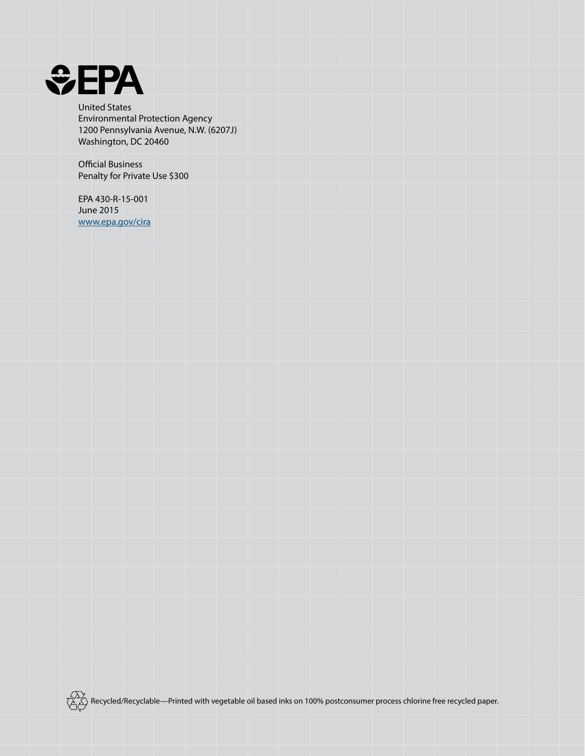EPA

United States
Environmental Protection Agency
1200 Pennsylvania Avenue, N.W. (6207J)
Washington, DC 20460

Official Business
Penalty for Private Use $300

EPA 430-R-15-001
June 2015
www.epa.gov/cira

Recycled/Recyclable—Printed with vegetable oil based inks on 100% postconsumer process chlorine free recycled paper.